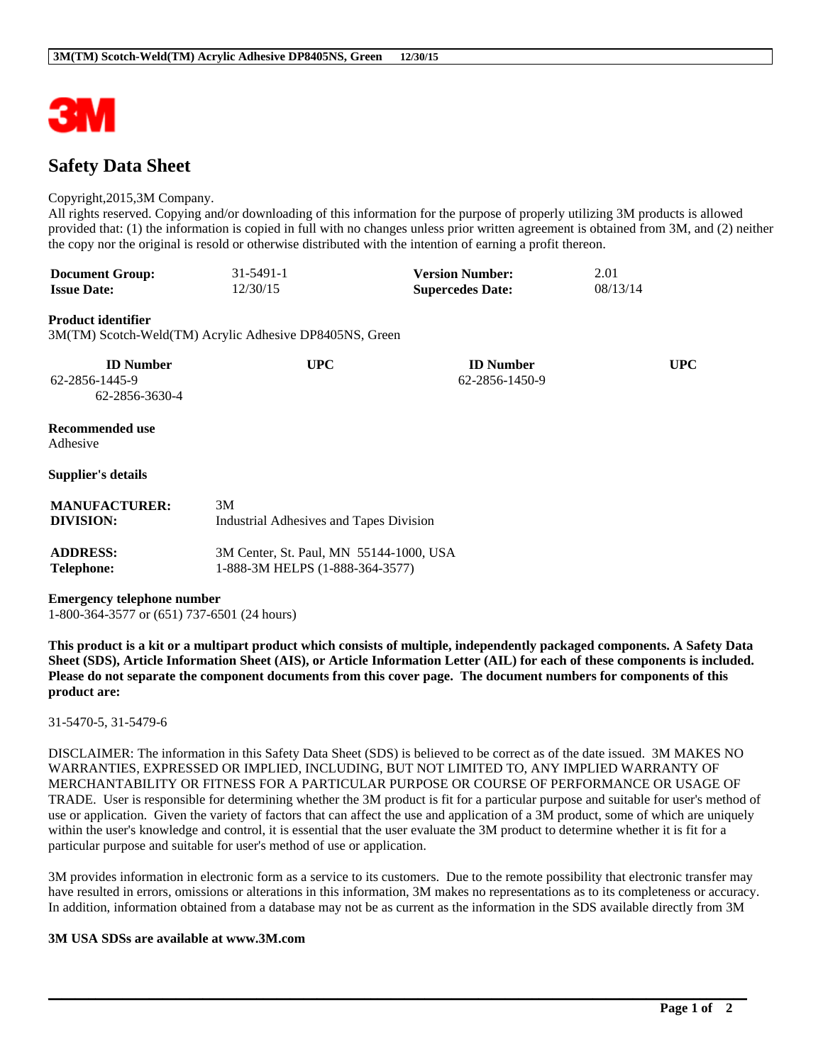# Safety Data Sheet

Copyright,2015,3M Company.
All rights reserved. Copying and/or downloading of this information for the purpose of properly utilizing 3M products is allowed provided that: (1) the information is copied in full with no changes unless prior written agreement is obtained from 3M, and (2) neither the copy nor the original is resold or otherwise distributed with the intention of earning a profit thereon.

| | | | |
|---|---|---|---|
| **Document Group:** | 31-5491-1 | **Version Number:** | 2.01 |
| **Issue Date:** | 12/30/15 | **Supercedes Date:** | 08/13/14 |

**Product identifier**
3M(TM) Scotch-Weld(TM) Acrylic Adhesive DP8405NS, Green

| ID Number | UPC | ID Number | UPC |
|---|---|---|---|
| 62-2856-1445-9 | | 62-2856-1450-9 | |
| 62-2856-3630-4 | | | |

**Recommended use**
Adhesive

**Supplier's details**

| | |
|---|---|
| **MANUFACTURER:** | 3M |
| **DIVISION:** | Industrial Adhesives and Tapes Division |
| **ADDRESS:** | 3M Center, St. Paul, MN 55144-1000, USA |
| **Telephone:** | 1-888-3M HELPS (1-888-364-3577) |

**Emergency telephone number**
1-800-364-3577 or (651) 737-6501 (24 hours)

**This product is a kit or a multipart product which consists of multiple, independently packaged components. A Safety Data Sheet (SDS), Article Information Sheet (AIS), or Article Information Letter (AIL) for each of these components is included. Please do not separate the component documents from this cover page. The document numbers for components of this product are:**

31-5470-5, 31-5479-6

DISCLAIMER: The information in this Safety Data Sheet (SDS) is believed to be correct as of the date issued. 3M MAKES NO WARRANTIES, EXPRESSED OR IMPLIED, INCLUDING, BUT NOT LIMITED TO, ANY IMPLIED WARRANTY OF MERCHANTABILITY OR FITNESS FOR A PARTICULAR PURPOSE OR COURSE OF PERFORMANCE OR USAGE OF TRADE. User is responsible for determining whether the 3M product is fit for a particular purpose and suitable for user's method of use or application. Given the variety of factors that can affect the use and application of a 3M product, some of which are uniquely within the user's knowledge and control, it is essential that the user evaluate the 3M product to determine whether it is fit for a particular purpose and suitable for user's method of use or application.

3M provides information in electronic form as a service to its customers. Due to the remote possibility that electronic transfer may have resulted in errors, omissions or alterations in this information, 3M makes no representations as to its completeness or accuracy. In addition, information obtained from a database may not be as current as the information in the SDS available directly from 3M

**3M USA SDSs are available at www.3M.com**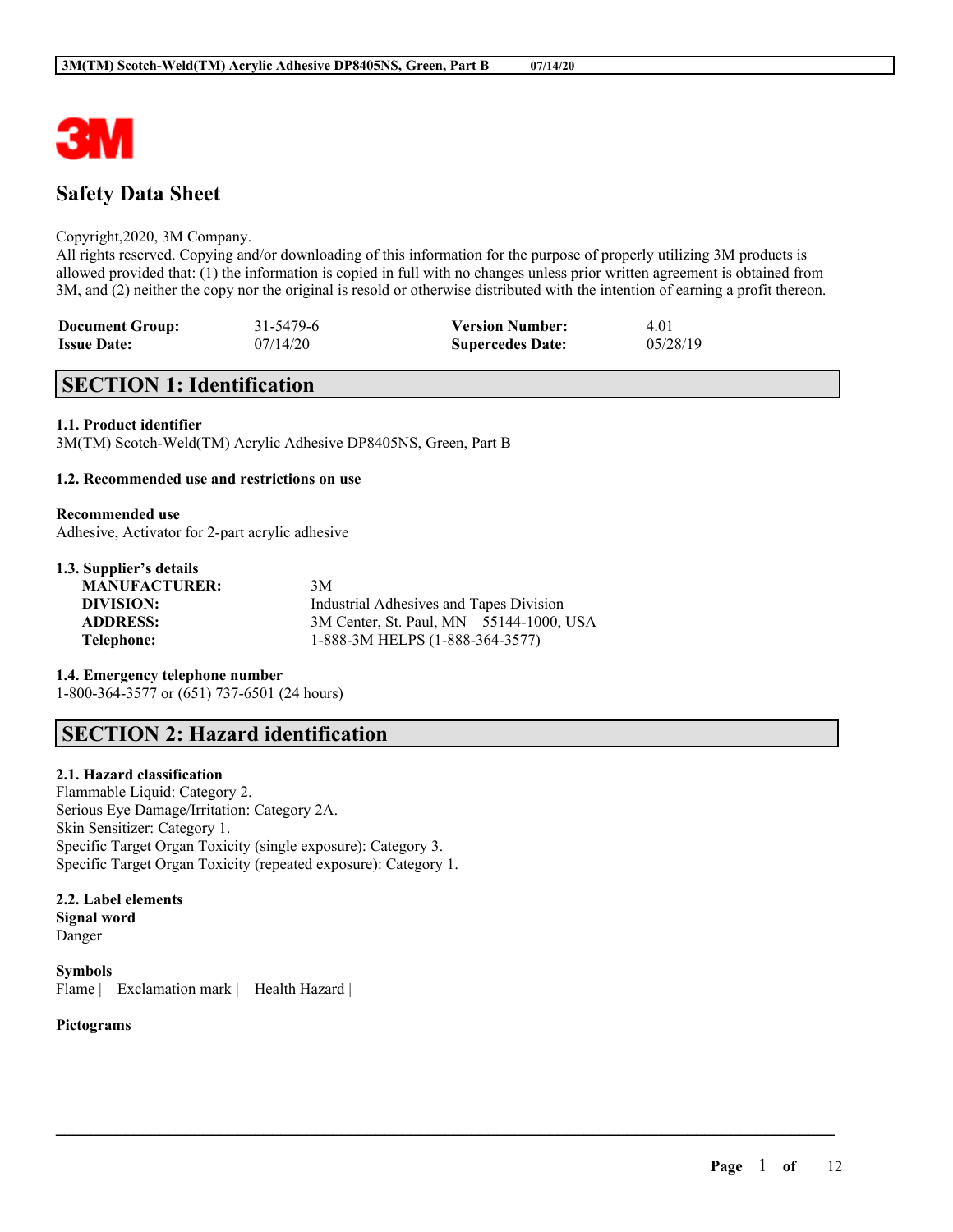# Safety Data Sheet

Copyright,2020, 3M Company.
All rights reserved. Copying and/or downloading of this information for the purpose of properly utilizing 3M products is allowed provided that: (1) the information is copied in full with no changes unless prior written agreement is obtained from 3M, and (2) neither the copy nor the original is resold or otherwise distributed with the intention of earning a profit thereon.

| | | | |
|---|---|---|---|
| **Document Group:** | 31-5479-6 | **Version Number:** | 4.01 |
| **Issue Date:** | 07/14/20 | **Supercedes Date:** | 05/28/19 |

## SECTION 1: Identification

### 1.1. Product identifier

3M(TM) Scotch-Weld(TM) Acrylic Adhesive DP8405NS, Green, Part B

### 1.2. Recommended use and restrictions on use

**Recommended use**
Adhesive, Activator for 2-part acrylic adhesive

### 1.3. Supplier's details

| | |
|---|---|
| **MANUFACTURER:** | 3M |
| **DIVISION:** | Industrial Adhesives and Tapes Division |
| **ADDRESS:** | 3M Center, St. Paul, MN 55144-1000, USA |
| **Telephone:** | 1-888-3M HELPS (1-888-364-3577) |

### 1.4. Emergency telephone number

1-800-364-3577 or (651) 737-6501 (24 hours)

## SECTION 2: Hazard identification

### 2.1. Hazard classification

Flammable Liquid: Category 2.
Serious Eye Damage/Irritation: Category 2A.
Skin Sensitizer: Category 1.
Specific Target Organ Toxicity (single exposure): Category 3.
Specific Target Organ Toxicity (repeated exposure): Category 1.

### 2.2. Label elements

**Signal word**
Danger

**Symbols**
Flame | Exclamation mark | Health Hazard |

**Pictograms**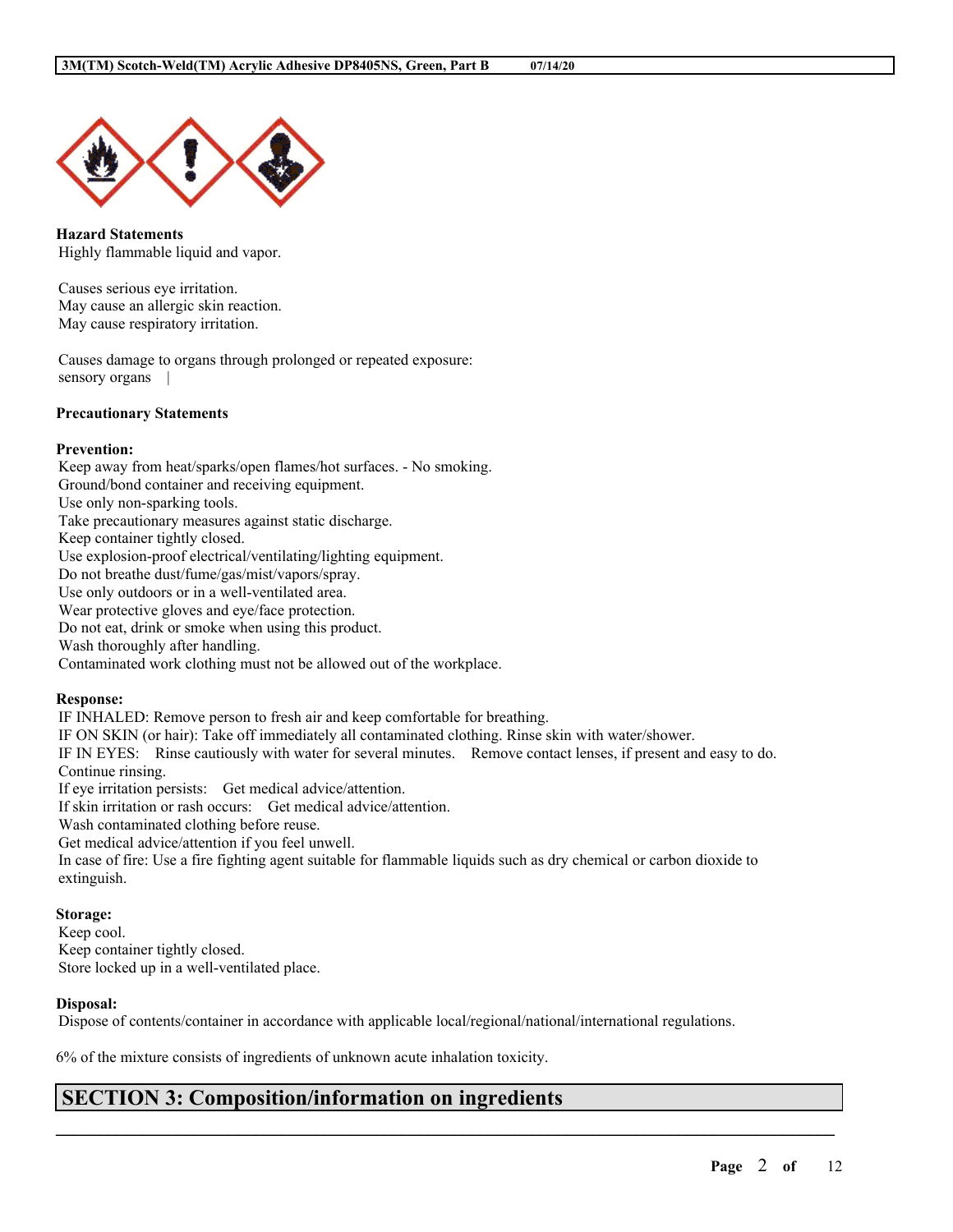**Hazard Statements**

Highly flammable liquid and vapor.

Causes serious eye irritation.
May cause an allergic skin reaction.
May cause respiratory irritation.

Causes damage to organs through prolonged or repeated exposure:
sensory organs |

**Precautionary Statements**

**Prevention:**

Keep away from heat/sparks/open flames/hot surfaces. - No smoking.
Ground/bond container and receiving equipment.
Use only non-sparking tools.
Take precautionary measures against static discharge.
Keep container tightly closed.
Use explosion-proof electrical/ventilating/lighting equipment.
Do not breathe dust/fume/gas/mist/vapors/spray.
Use only outdoors or in a well-ventilated area.
Wear protective gloves and eye/face protection.
Do not eat, drink or smoke when using this product.
Wash thoroughly after handling.
Contaminated work clothing must not be allowed out of the workplace.

**Response:**

IF INHALED: Remove person to fresh air and keep comfortable for breathing.
IF ON SKIN (or hair): Take off immediately all contaminated clothing. Rinse skin with water/shower.
IF IN EYES: Rinse cautiously with water for several minutes. Remove contact lenses, if present and easy to do. Continue rinsing.
If eye irritation persists: Get medical advice/attention.
If skin irritation or rash occurs: Get medical advice/attention.
Wash contaminated clothing before reuse.
Get medical advice/attention if you feel unwell.
In case of fire: Use a fire fighting agent suitable for flammable liquids such as dry chemical or carbon dioxide to extinguish.

**Storage:**

Keep cool.
Keep container tightly closed.
Store locked up in a well-ventilated place.

**Disposal:**

Dispose of contents/container in accordance with applicable local/regional/national/international regulations.

6% of the mixture consists of ingredients of unknown acute inhalation toxicity.

## SECTION 3: Composition/information on ingredients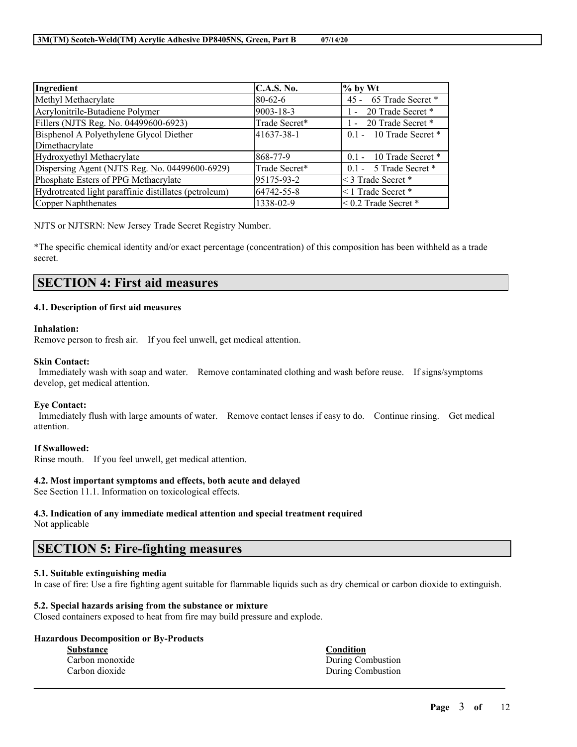| Ingredient | C.A.S. No. | % by Wt |
|---|---|---|
| Methyl Methacrylate | 80-62-6 | 45 - 65 Trade Secret * |
| Acrylonitrile-Butadiene Polymer | 9003-18-3 | 1 - 20 Trade Secret * |
| Fillers (NJTS Reg. No. 04499600-6923) | Trade Secret* | 1 - 20 Trade Secret * |
| Bisphenol A Polyethylene Glycol Diether Dimethacrylate | 41637-38-1 | 0.1 - 10 Trade Secret * |
| Hydroxyethyl Methacrylate | 868-77-9 | 0.1 - 10 Trade Secret * |
| Dispersing Agent (NJTS Reg. No. 04499600-6929) | Trade Secret* | 0.1 - 5 Trade Secret * |
| Phosphate Esters of PPG Methacrylate | 95175-93-2 | < 3 Trade Secret * |
| Hydrotreated light paraffinic distillates (petroleum) | 64742-55-8 | < 1 Trade Secret * |
| Copper Naphthenates | 1338-02-9 | < 0.2 Trade Secret * |

NJTS or NJTSRN: New Jersey Trade Secret Registry Number.

*The specific chemical identity and/or exact percentage (concentration) of this composition has been withheld as a trade secret.

## SECTION 4: First aid measures

### 4.1. Description of first aid measures

**Inhalation:**
Remove person to fresh air. If you feel unwell, get medical attention.

**Skin Contact:**
Immediately wash with soap and water. Remove contaminated clothing and wash before reuse. If signs/symptoms develop, get medical attention.

**Eye Contact:**
Immediately flush with large amounts of water. Remove contact lenses if easy to do. Continue rinsing. Get medical attention.

**If Swallowed:**
Rinse mouth. If you feel unwell, get medical attention.

### 4.2. Most important symptoms and effects, both acute and delayed

See Section 11.1. Information on toxicological effects.

### 4.3. Indication of any immediate medical attention and special treatment required

Not applicable

## SECTION 5: Fire-fighting measures

### 5.1. Suitable extinguishing media

In case of fire: Use a fire fighting agent suitable for flammable liquids such as dry chemical or carbon dioxide to extinguish.

### 5.2. Special hazards arising from the substance or mixture

Closed containers exposed to heat from fire may build pressure and explode.

**Hazardous Decomposition or By-Products**

| Substance | Condition |
|---|---|
| Carbon monoxide | During Combustion |
| Carbon dioxide | During Combustion |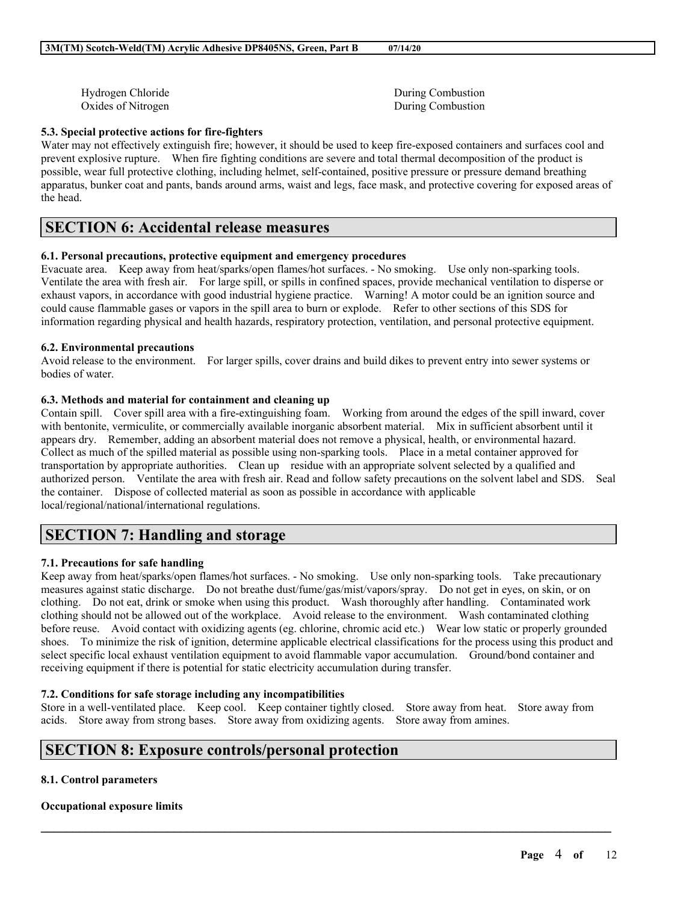| | |
|---|---|
| Hydrogen Chloride | During Combustion |
| Oxides of Nitrogen | During Combustion |

**5.3. Special protective actions for fire-fighters**

Water may not effectively extinguish fire; however, it should be used to keep fire-exposed containers and surfaces cool and prevent explosive rupture. When fire fighting conditions are severe and total thermal decomposition of the product is possible, wear full protective clothing, including helmet, self-contained, positive pressure or pressure demand breathing apparatus, bunker coat and pants, bands around arms, waist and legs, face mask, and protective covering for exposed areas of the head.

## SECTION 6: Accidental release measures

**6.1. Personal precautions, protective equipment and emergency procedures**

Evacuate area. Keep away from heat/sparks/open flames/hot surfaces. - No smoking. Use only non-sparking tools. Ventilate the area with fresh air. For large spill, or spills in confined spaces, provide mechanical ventilation to disperse or exhaust vapors, in accordance with good industrial hygiene practice. Warning! A motor could be an ignition source and could cause flammable gases or vapors in the spill area to burn or explode. Refer to other sections of this SDS for information regarding physical and health hazards, respiratory protection, ventilation, and personal protective equipment.

**6.2. Environmental precautions**

Avoid release to the environment. For larger spills, cover drains and build dikes to prevent entry into sewer systems or bodies of water.

**6.3. Methods and material for containment and cleaning up**

Contain spill. Cover spill area with a fire-extinguishing foam. Working from around the edges of the spill inward, cover with bentonite, vermiculite, or commercially available inorganic absorbent material. Mix in sufficient absorbent until it appears dry. Remember, adding an absorbent material does not remove a physical, health, or environmental hazard. Collect as much of the spilled material as possible using non-sparking tools. Place in a metal container approved for transportation by appropriate authorities. Clean up residue with an appropriate solvent selected by a qualified and authorized person. Ventilate the area with fresh air. Read and follow safety precautions on the solvent label and SDS. Seal the container. Dispose of collected material as soon as possible in accordance with applicable local/regional/national/international regulations.

## SECTION 7: Handling and storage

**7.1. Precautions for safe handling**

Keep away from heat/sparks/open flames/hot surfaces. - No smoking. Use only non-sparking tools. Take precautionary measures against static discharge. Do not breathe dust/fume/gas/mist/vapors/spray. Do not get in eyes, on skin, or on clothing. Do not eat, drink or smoke when using this product. Wash thoroughly after handling. Contaminated work clothing should not be allowed out of the workplace. Avoid release to the environment. Wash contaminated clothing before reuse. Avoid contact with oxidizing agents (eg. chlorine, chromic acid etc.) Wear low static or properly grounded shoes. To minimize the risk of ignition, determine applicable electrical classifications for the process using this product and select specific local exhaust ventilation equipment to avoid flammable vapor accumulation. Ground/bond container and receiving equipment if there is potential for static electricity accumulation during transfer.

**7.2. Conditions for safe storage including any incompatibilities**

Store in a well-ventilated place. Keep cool. Keep container tightly closed. Store away from heat. Store away from acids. Store away from strong bases. Store away from oxidizing agents. Store away from amines.

## SECTION 8: Exposure controls/personal protection

**8.1. Control parameters**

**Occupational exposure limits**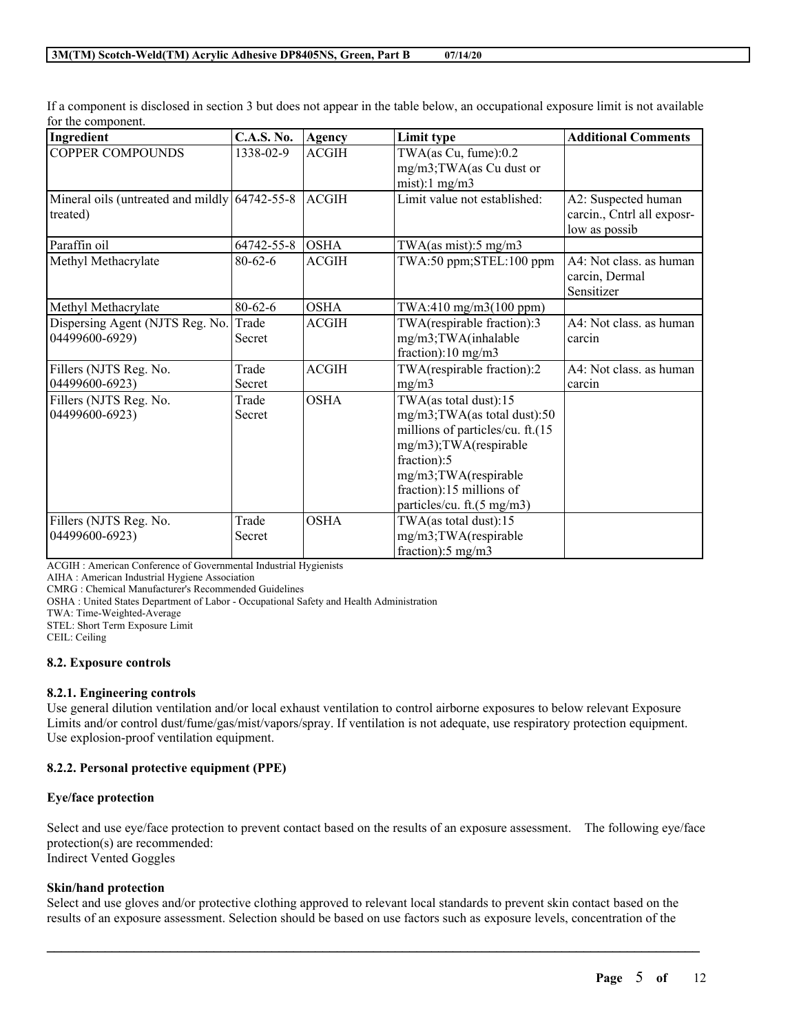If a component is disclosed in section 3 but does not appear in the table below, an occupational exposure limit is not available for the component.

| Ingredient | C.A.S. No. | Agency | Limit type | Additional Comments |
|---|---|---|---|---|
| COPPER COMPOUNDS | 1338-02-9 | ACGIH | TWA(as Cu, fume):0.2 mg/m3;TWA(as Cu dust or mist):1 mg/m3 | |
| Mineral oils (untreated and mildly treated) | 64742-55-8 | ACGIH | Limit value not established: | A2: Suspected human carcin., Cntrl all exposr-low as possib |
| Paraffin oil | 64742-55-8 | OSHA | TWA(as mist):5 mg/m3 | |
| Methyl Methacrylate | 80-62-6 | ACGIH | TWA:50 ppm;STEL:100 ppm | A4: Not class. as human carcin, Dermal Sensitizer |
| Methyl Methacrylate | 80-62-6 | OSHA | TWA:410 mg/m3(100 ppm) | |
| Dispersing Agent (NJTS Reg. No. 04499600-6929) | Trade Secret | ACGIH | TWA(respirable fraction):3 mg/m3;TWA(inhalable fraction):10 mg/m3 | A4: Not class. as human carcin |
| Fillers (NJTS Reg. No. 04499600-6923) | Trade Secret | ACGIH | TWA(respirable fraction):2 mg/m3 | A4: Not class. as human carcin |
| Fillers (NJTS Reg. No. 04499600-6923) | Trade Secret | OSHA | TWA(as total dust):15 mg/m3;TWA(as total dust):50 millions of particles/cu. ft.(15 mg/m3);TWA(respirable fraction):5 mg/m3;TWA(respirable fraction):15 millions of particles/cu. ft.(5 mg/m3) | |
| Fillers (NJTS Reg. No. 04499600-6923) | Trade Secret | OSHA | TWA(as total dust):15 mg/m3;TWA(respirable fraction):5 mg/m3 | |

ACGIH : American Conference of Governmental Industrial Hygienists  
AIHA : American Industrial Hygiene Association  
CMRG : Chemical Manufacturer's Recommended Guidelines  
OSHA : United States Department of Labor - Occupational Safety and Health Administration  
TWA: Time-Weighted-Average  
STEL: Short Term Exposure Limit  
CEIL: Ceiling

### 8.2. Exposure controls

#### 8.2.1. Engineering controls

Use general dilution ventilation and/or local exhaust ventilation to control airborne exposures to below relevant Exposure Limits and/or control dust/fume/gas/mist/vapors/spray. If ventilation is not adequate, use respiratory protection equipment. Use explosion-proof ventilation equipment.

#### 8.2.2. Personal protective equipment (PPE)

**Eye/face protection**

Select and use eye/face protection to prevent contact based on the results of an exposure assessment. The following eye/face protection(s) are recommended:  
Indirect Vented Goggles

**Skin/hand protection**

Select and use gloves and/or protective clothing approved to relevant local standards to prevent skin contact based on the results of an exposure assessment. Selection should be based on use factors such as exposure levels, concentration of the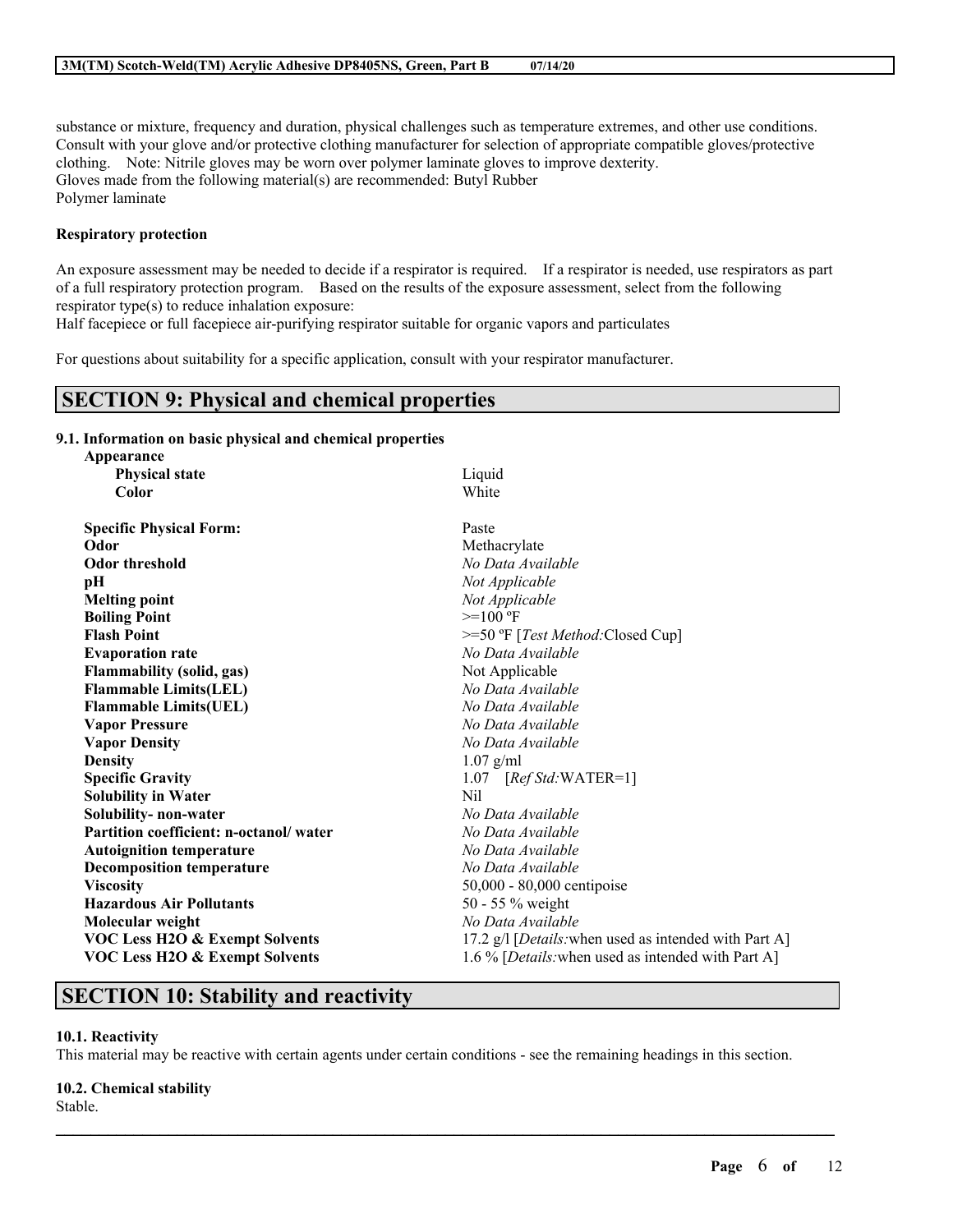substance or mixture, frequency and duration, physical challenges such as temperature extremes, and other use conditions. Consult with your glove and/or protective clothing manufacturer for selection of appropriate compatible gloves/protective clothing. Note: Nitrile gloves may be worn over polymer laminate gloves to improve dexterity.
Gloves made from the following material(s) are recommended: Butyl Rubber
Polymer laminate

**Respiratory protection**

An exposure assessment may be needed to decide if a respirator is required. If a respirator is needed, use respirators as part of a full respiratory protection program. Based on the results of the exposure assessment, select from the following respirator type(s) to reduce inhalation exposure:
Half facepiece or full facepiece air-purifying respirator suitable for organic vapors and particulates

For questions about suitability for a specific application, consult with your respirator manufacturer.

## SECTION 9: Physical and chemical properties

### 9.1. Information on basic physical and chemical properties

| Property | Value |
|---|---|
| **Appearance** | |
| **Physical state** | Liquid |
| **Color** | White |
| **Specific Physical Form:** | Paste |
| **Odor** | Methacrylate |
| **Odor threshold** | *No Data Available* |
| **pH** | *Not Applicable* |
| **Melting point** | *Not Applicable* |
| **Boiling Point** | >=100 ºF |
| **Flash Point** | >=50 ºF [*Test Method:*Closed Cup] |
| **Evaporation rate** | *No Data Available* |
| **Flammability (solid, gas)** | Not Applicable |
| **Flammable Limits(LEL)** | *No Data Available* |
| **Flammable Limits(UEL)** | *No Data Available* |
| **Vapor Pressure** | *No Data Available* |
| **Vapor Density** | *No Data Available* |
| **Density** | 1.07 g/ml |
| **Specific Gravity** | 1.07 [*Ref Std:*WATER=1] |
| **Solubility in Water** | Nil |
| **Solubility- non-water** | *No Data Available* |
| **Partition coefficient: n-octanol/ water** | *No Data Available* |
| **Autoignition temperature** | *No Data Available* |
| **Decomposition temperature** | *No Data Available* |
| **Viscosity** | 50,000 - 80,000 centipoise |
| **Hazardous Air Pollutants** | 50 - 55 % weight |
| **Molecular weight** | *No Data Available* |
| **VOC Less H2O & Exempt Solvents** | 17.2 g/l [*Details:*when used as intended with Part A] |
| **VOC Less H2O & Exempt Solvents** | 1.6 % [*Details:*when used as intended with Part A] |

## SECTION 10: Stability and reactivity

**10.1. Reactivity**
This material may be reactive with certain agents under certain conditions - see the remaining headings in this section.

**10.2. Chemical stability**
Stable.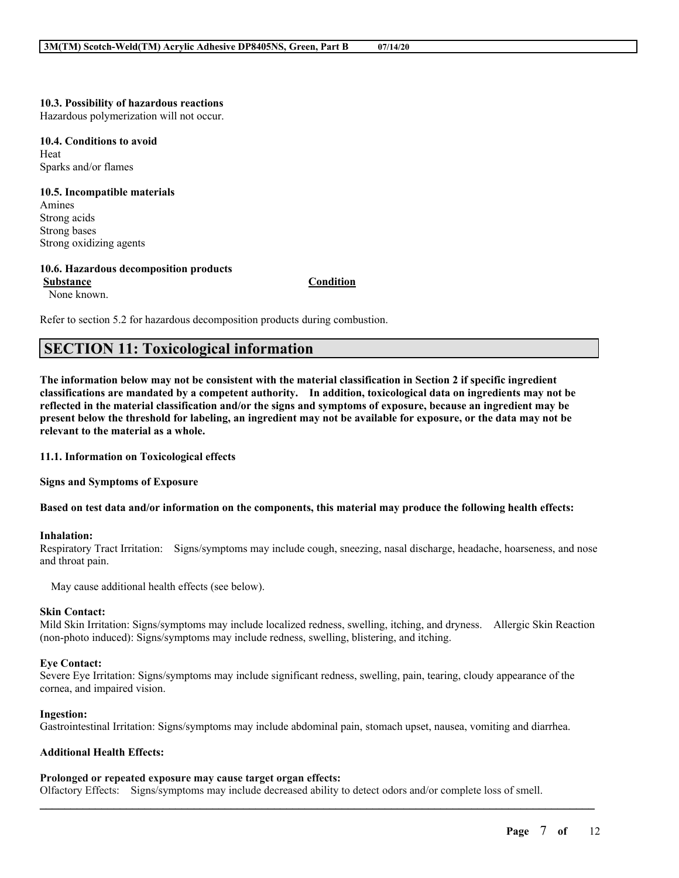**10.3. Possibility of hazardous reactions**
Hazardous polymerization will not occur.

**10.4. Conditions to avoid**
Heat
Sparks and/or flames

**10.5. Incompatible materials**
Amines
Strong acids
Strong bases
Strong oxidizing agents

**10.6. Hazardous decomposition products**

| Substance | Condition |
|---|---|
| None known. | |

Refer to section 5.2 for hazardous decomposition products during combustion.

## SECTION 11: Toxicological information

**The information below may not be consistent with the material classification in Section 2 if specific ingredient classifications are mandated by a competent authority. In addition, toxicological data on ingredients may not be reflected in the material classification and/or the signs and symptoms of exposure, because an ingredient may be present below the threshold for labeling, an ingredient may not be available for exposure, or the data may not be relevant to the material as a whole.**

**11.1. Information on Toxicological effects**

**Signs and Symptoms of Exposure**

**Based on test data and/or information on the components, this material may produce the following health effects:**

**Inhalation:**
Respiratory Tract Irritation: Signs/symptoms may include cough, sneezing, nasal discharge, headache, hoarseness, and nose and throat pain.

May cause additional health effects (see below).

**Skin Contact:**
Mild Skin Irritation: Signs/symptoms may include localized redness, swelling, itching, and dryness. Allergic Skin Reaction (non-photo induced): Signs/symptoms may include redness, swelling, blistering, and itching.

**Eye Contact:**
Severe Eye Irritation: Signs/symptoms may include significant redness, swelling, pain, tearing, cloudy appearance of the cornea, and impaired vision.

**Ingestion:**
Gastrointestinal Irritation: Signs/symptoms may include abdominal pain, stomach upset, nausea, vomiting and diarrhea.

**Additional Health Effects:**

**Prolonged or repeated exposure may cause target organ effects:**
Olfactory Effects: Signs/symptoms may include decreased ability to detect odors and/or complete loss of smell.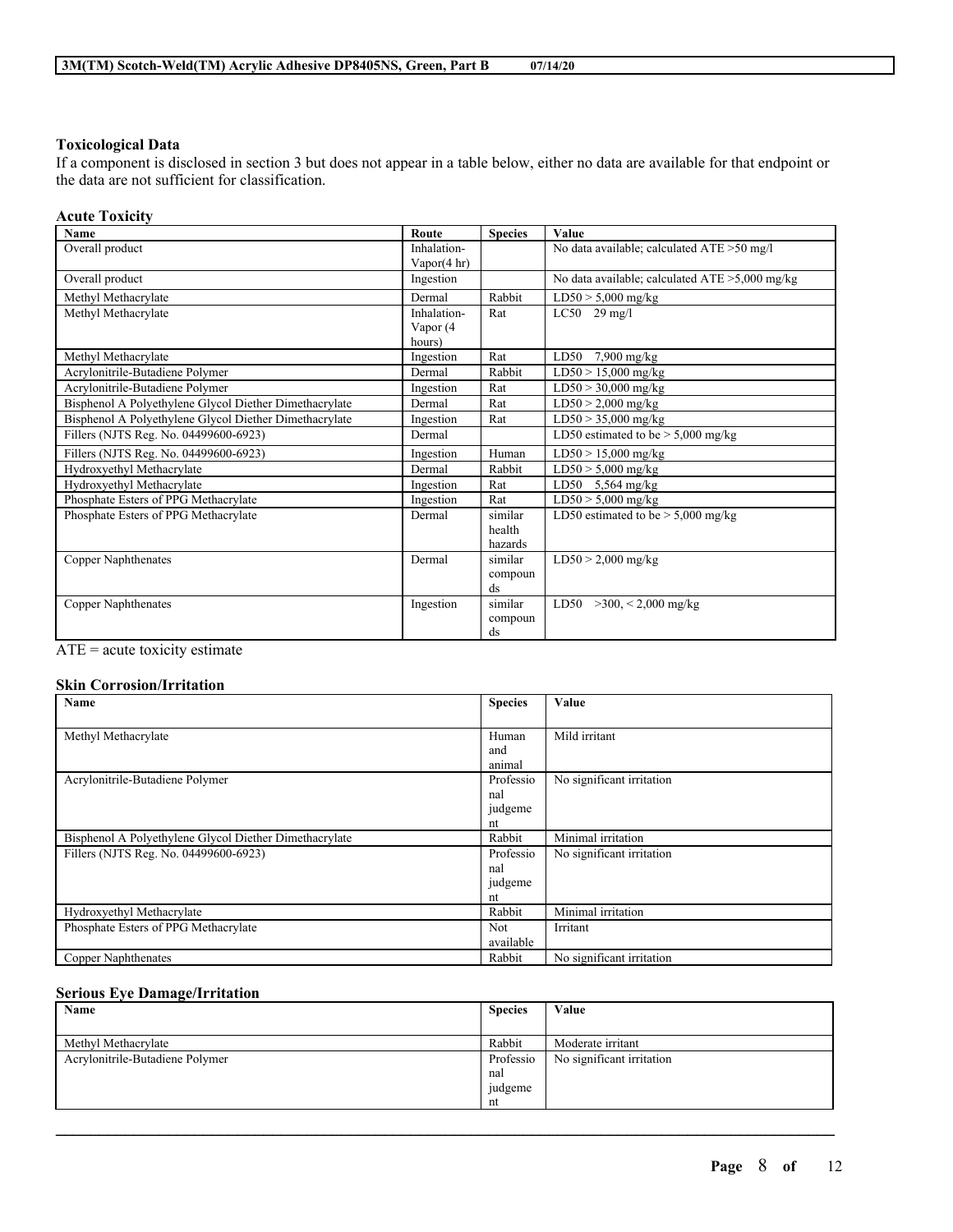### Toxicological Data

If a component is disclosed in section 3 but does not appear in a table below, either no data are available for that endpoint or the data are not sufficient for classification.

#### Acute Toxicity

| Name | Route | Species | Value |
|---|---|---|---|
| Overall product | Inhalation-Vapor(4 hr) | | No data available; calculated ATE >50 mg/l |
| Overall product | Ingestion | | No data available; calculated ATE >5,000 mg/kg |
| Methyl Methacrylate | Dermal | Rabbit | LD50 > 5,000 mg/kg |
| Methyl Methacrylate | Inhalation-Vapor (4 hours) | Rat | LC50 29 mg/l |
| Methyl Methacrylate | Ingestion | Rat | LD50 7,900 mg/kg |
| Acrylonitrile-Butadiene Polymer | Dermal | Rabbit | LD50 > 15,000 mg/kg |
| Acrylonitrile-Butadiene Polymer | Ingestion | Rat | LD50 > 30,000 mg/kg |
| Bisphenol A Polyethylene Glycol Diether Dimethacrylate | Dermal | Rat | LD50 > 2,000 mg/kg |
| Bisphenol A Polyethylene Glycol Diether Dimethacrylate | Ingestion | Rat | LD50 > 35,000 mg/kg |
| Fillers (NJTS Reg. No. 04499600-6923) | Dermal | | LD50 estimated to be > 5,000 mg/kg |
| Fillers (NJTS Reg. No. 04499600-6923) | Ingestion | Human | LD50 > 15,000 mg/kg |
| Hydroxyethyl Methacrylate | Dermal | Rabbit | LD50 > 5,000 mg/kg |
| Hydroxyethyl Methacrylate | Ingestion | Rat | LD50 5,564 mg/kg |
| Phosphate Esters of PPG Methacrylate | Ingestion | Rat | LD50 > 5,000 mg/kg |
| Phosphate Esters of PPG Methacrylate | Dermal | similar health hazards | LD50 estimated to be > 5,000 mg/kg |
| Copper Naphthenates | Dermal | similar compounds | LD50 > 2,000 mg/kg |
| Copper Naphthenates | Ingestion | similar compounds | LD50 >300, < 2,000 mg/kg |

ATE = acute toxicity estimate

#### Skin Corrosion/Irritation

| Name | Species | Value |
|---|---|---|
| Methyl Methacrylate | Human and animal | Mild irritant |
| Acrylonitrile-Butadiene Polymer | Professional judgement | No significant irritation |
| Bisphenol A Polyethylene Glycol Diether Dimethacrylate | Rabbit | Minimal irritation |
| Fillers (NJTS Reg. No. 04499600-6923) | Professional judgement | No significant irritation |
| Hydroxyethyl Methacrylate | Rabbit | Minimal irritation |
| Phosphate Esters of PPG Methacrylate | Not available | Irritant |
| Copper Naphthenates | Rabbit | No significant irritation |

#### Serious Eye Damage/Irritation

| Name | Species | Value |
|---|---|---|
| Methyl Methacrylate | Rabbit | Moderate irritant |
| Acrylonitrile-Butadiene Polymer | Professional judgement | No significant irritation |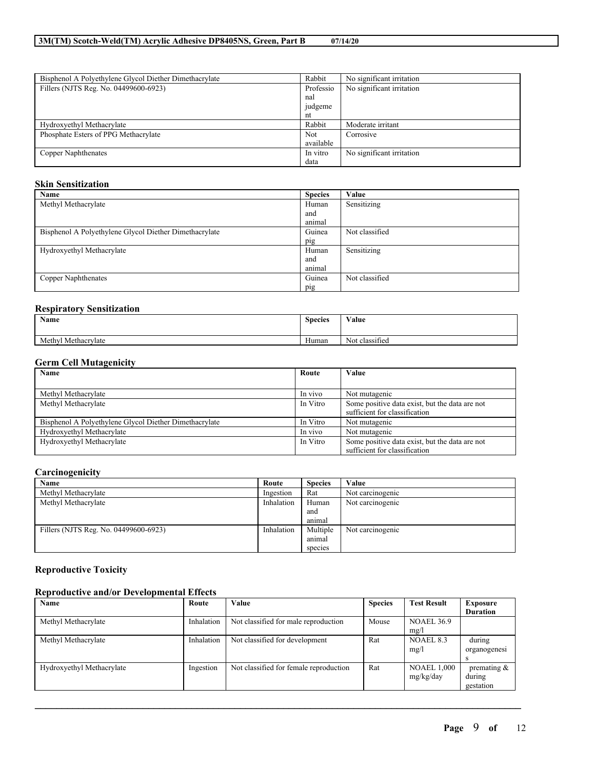| | | |
|---|---|---|
| Bisphenol A Polyethylene Glycol Diether Dimethacrylate | Rabbit | No significant irritation |
| Fillers (NJTS Reg. No. 04499600-6923) | Professional judgement | No significant irritation |
| Hydroxyethyl Methacrylate | Rabbit | Moderate irritant |
| Phosphate Esters of PPG Methacrylate | Not available | Corrosive |
| Copper Naphthenates | In vitro data | No significant irritation |

### Skin Sensitization

| Name | Species | Value |
|---|---|---|
| Methyl Methacrylate | Human and animal | Sensitizing |
| Bisphenol A Polyethylene Glycol Diether Dimethacrylate | Guinea pig | Not classified |
| Hydroxyethyl Methacrylate | Human and animal | Sensitizing |
| Copper Naphthenates | Guinea pig | Not classified |

### Respiratory Sensitization

| Name | Species | Value |
|---|---|---|
| Methyl Methacrylate | Human | Not classified |

### Germ Cell Mutagenicity

| Name | Route | Value |
|---|---|---|
| Methyl Methacrylate | In vivo | Not mutagenic |
| Methyl Methacrylate | In Vitro | Some positive data exist, but the data are not sufficient for classification |
| Bisphenol A Polyethylene Glycol Diether Dimethacrylate | In Vitro | Not mutagenic |
| Hydroxyethyl Methacrylate | In vivo | Not mutagenic |
| Hydroxyethyl Methacrylate | In Vitro | Some positive data exist, but the data are not sufficient for classification |

### Carcinogenicity

| Name | Route | Species | Value |
|---|---|---|---|
| Methyl Methacrylate | Ingestion | Rat | Not carcinogenic |
| Methyl Methacrylate | Inhalation | Human and animal | Not carcinogenic |
| Fillers (NJTS Reg. No. 04499600-6923) | Inhalation | Multiple animal species | Not carcinogenic |

### Reproductive Toxicity

### Reproductive and/or Developmental Effects

| Name | Route | Value | Species | Test Result | Exposure Duration |
|---|---|---|---|---|---|
| Methyl Methacrylate | Inhalation | Not classified for male reproduction | Mouse | NOAEL 36.9 mg/l | |
| Methyl Methacrylate | Inhalation | Not classified for development | Rat | NOAEL 8.3 mg/l | during organogenesis |
| Hydroxyethyl Methacrylate | Ingestion | Not classified for female reproduction | Rat | NOAEL 1,000 mg/kg/day | premating & during gestation |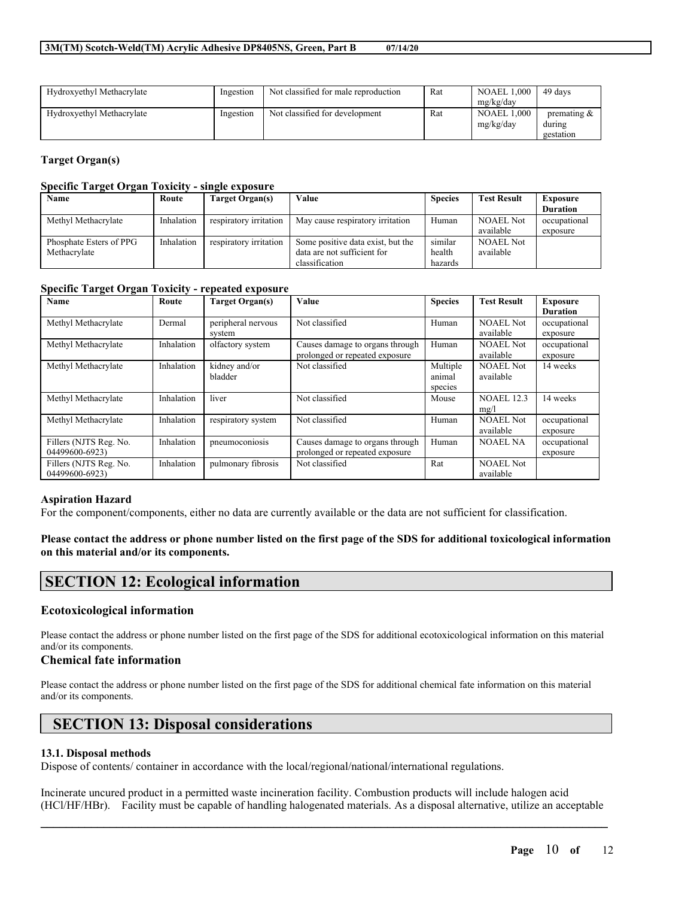| Hydroxyethyl Methacrylate | Ingestion | Not classified for male reproduction | Rat | NOAEL 1,000 mg/kg/day | 49 days |
|---|---|---|---|---|---|
| Hydroxyethyl Methacrylate | Ingestion | Not classified for development | Rat | NOAEL 1,000 mg/kg/day | premating & during gestation |

### Target Organ(s)

#### Specific Target Organ Toxicity - single exposure

| Name | Route | Target Organ(s) | Value | Species | Test Result | Exposure Duration |
|---|---|---|---|---|---|---|
| Methyl Methacrylate | Inhalation | respiratory irritation | May cause respiratory irritation | Human | NOAEL Not available | occupational exposure |
| Phosphate Esters of PPG Methacrylate | Inhalation | respiratory irritation | Some positive data exist, but the data are not sufficient for classification | similar health hazards | NOAEL Not available | |

#### Specific Target Organ Toxicity - repeated exposure

| Name | Route | Target Organ(s) | Value | Species | Test Result | Exposure Duration |
|---|---|---|---|---|---|---|
| Methyl Methacrylate | Dermal | peripheral nervous system | Not classified | Human | NOAEL Not available | occupational exposure |
| Methyl Methacrylate | Inhalation | olfactory system | Causes damage to organs through prolonged or repeated exposure | Human | NOAEL Not available | occupational exposure |
| Methyl Methacrylate | Inhalation | kidney and/or bladder | Not classified | Multiple animal species | NOAEL Not available | 14 weeks |
| Methyl Methacrylate | Inhalation | liver | Not classified | Mouse | NOAEL 12.3 mg/l | 14 weeks |
| Methyl Methacrylate | Inhalation | respiratory system | Not classified | Human | NOAEL Not available | occupational exposure |
| Fillers (NJTS Reg. No. 04499600-6923) | Inhalation | pneumoconiosis | Causes damage to organs through prolonged or repeated exposure | Human | NOAEL NA | occupational exposure |
| Fillers (NJTS Reg. No. 04499600-6923) | Inhalation | pulmonary fibrosis | Not classified | Rat | NOAEL Not available | |

### Aspiration Hazard

For the component/components, either no data are currently available or the data are not sufficient for classification.

**Please contact the address or phone number listed on the first page of the SDS for additional toxicological information on this material and/or its components.**

# SECTION 12: Ecological information

### Ecotoxicological information

Please contact the address or phone number listed on the first page of the SDS for additional ecotoxicological information on this material and/or its components.

### Chemical fate information

Please contact the address or phone number listed on the first page of the SDS for additional chemical fate information on this material and/or its components.

# SECTION 13: Disposal considerations

#### 13.1. Disposal methods

Dispose of contents/ container in accordance with the local/regional/national/international regulations.

Incinerate uncured product in a permitted waste incineration facility. Combustion products will include halogen acid (HCl/HF/HBr). Facility must be capable of handling halogenated materials. As a disposal alternative, utilize an acceptable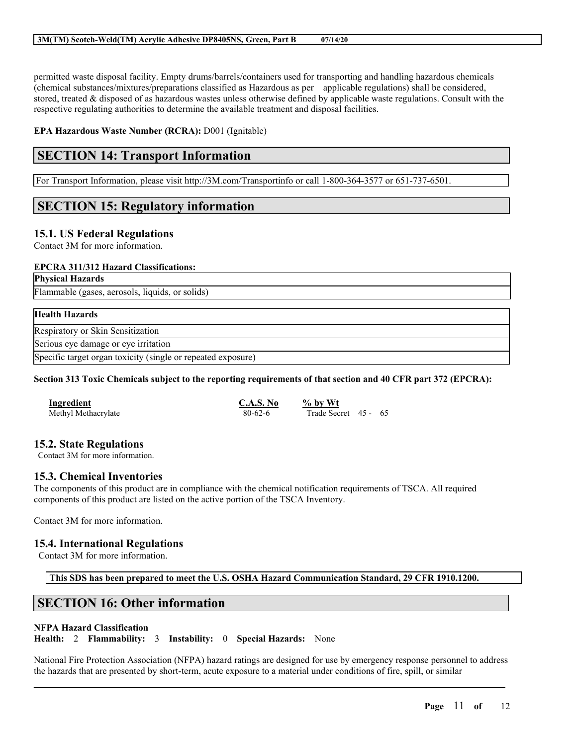permitted waste disposal facility. Empty drums/barrels/containers used for transporting and handling hazardous chemicals (chemical substances/mixtures/preparations classified as Hazardous as per applicable regulations) shall be considered, stored, treated & disposed of as hazardous wastes unless otherwise defined by applicable waste regulations. Consult with the respective regulating authorities to determine the available treatment and disposal facilities.

**EPA Hazardous Waste Number (RCRA):** D001 (Ignitable)

## SECTION 14: Transport Information

For Transport Information, please visit http://3M.com/Transportinfo or call 1-800-364-3577 or 651-737-6501.

## SECTION 15: Regulatory information

### 15.1. US Federal Regulations

Contact 3M for more information.

**EPCRA 311/312 Hazard Classifications:**

| Physical Hazards |
|---|
| Flammable (gases, aerosols, liquids, or solids) |

| Health Hazards |
|---|
| Respiratory or Skin Sensitization |
| Serious eye damage or eye irritation |
| Specific target organ toxicity (single or repeated exposure) |

**Section 313 Toxic Chemicals subject to the reporting requirements of that section and 40 CFR part 372 (EPCRA):**

| Ingredient | C.A.S. No | % by Wt |
|---|---|---|
| Methyl Methacrylate | 80-62-6 | Trade Secret 45 - 65 |

### 15.2. State Regulations

Contact 3M for more information.

### 15.3. Chemical Inventories

The components of this product are in compliance with the chemical notification requirements of TSCA. All required components of this product are listed on the active portion of the TSCA Inventory.

Contact 3M for more information.

### 15.4. International Regulations

Contact 3M for more information.

**This SDS has been prepared to meet the U.S. OSHA Hazard Communication Standard, 29 CFR 1910.1200.**

## SECTION 16: Other information

**NFPA Hazard Classification**

**Health:** 2 **Flammability:** 3 **Instability:** 0 **Special Hazards:** None

National Fire Protection Association (NFPA) hazard ratings are designed for use by emergency response personnel to address the hazards that are presented by short-term, acute exposure to a material under conditions of fire, spill, or similar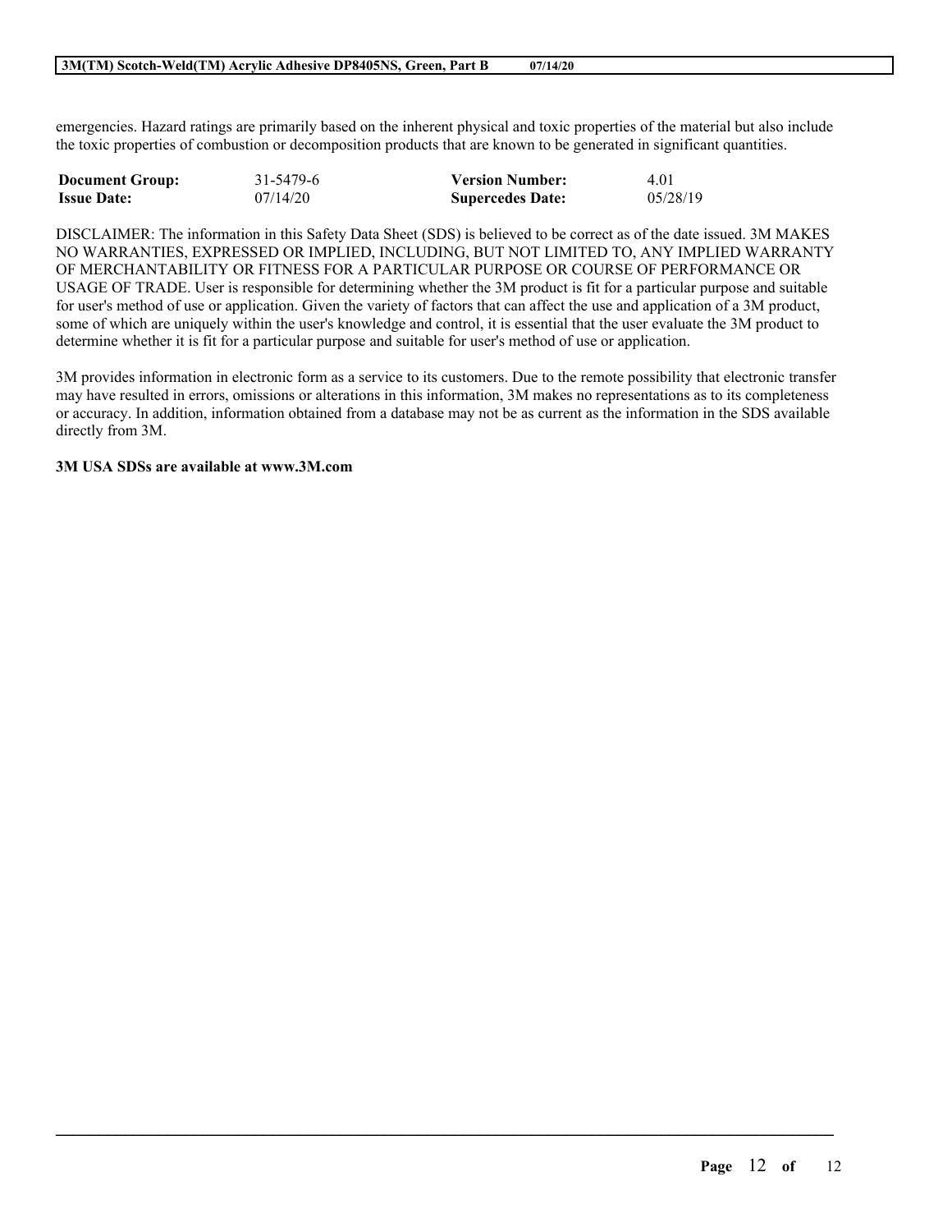emergencies. Hazard ratings are primarily based on the inherent physical and toxic properties of the material but also include the toxic properties of combustion or decomposition products that are known to be generated in significant quantities.

| **Document Group:** | 31-5479-6 | **Version Number:** | 4.01 |
|---|---|---|---|
| **Issue Date:** | 07/14/20 | **Supercedes Date:** | 05/28/19 |

DISCLAIMER: The information in this Safety Data Sheet (SDS) is believed to be correct as of the date issued. 3M MAKES NO WARRANTIES, EXPRESSED OR IMPLIED, INCLUDING, BUT NOT LIMITED TO, ANY IMPLIED WARRANTY OF MERCHANTABILITY OR FITNESS FOR A PARTICULAR PURPOSE OR COURSE OF PERFORMANCE OR USAGE OF TRADE. User is responsible for determining whether the 3M product is fit for a particular purpose and suitable for user's method of use or application. Given the variety of factors that can affect the use and application of a 3M product, some of which are uniquely within the user's knowledge and control, it is essential that the user evaluate the 3M product to determine whether it is fit for a particular purpose and suitable for user's method of use or application.

3M provides information in electronic form as a service to its customers. Due to the remote possibility that electronic transfer may have resulted in errors, omissions or alterations in this information, 3M makes no representations as to its completeness or accuracy. In addition, information obtained from a database may not be as current as the information in the SDS available directly from 3M.

**3M USA SDSs are available at www.3M.com**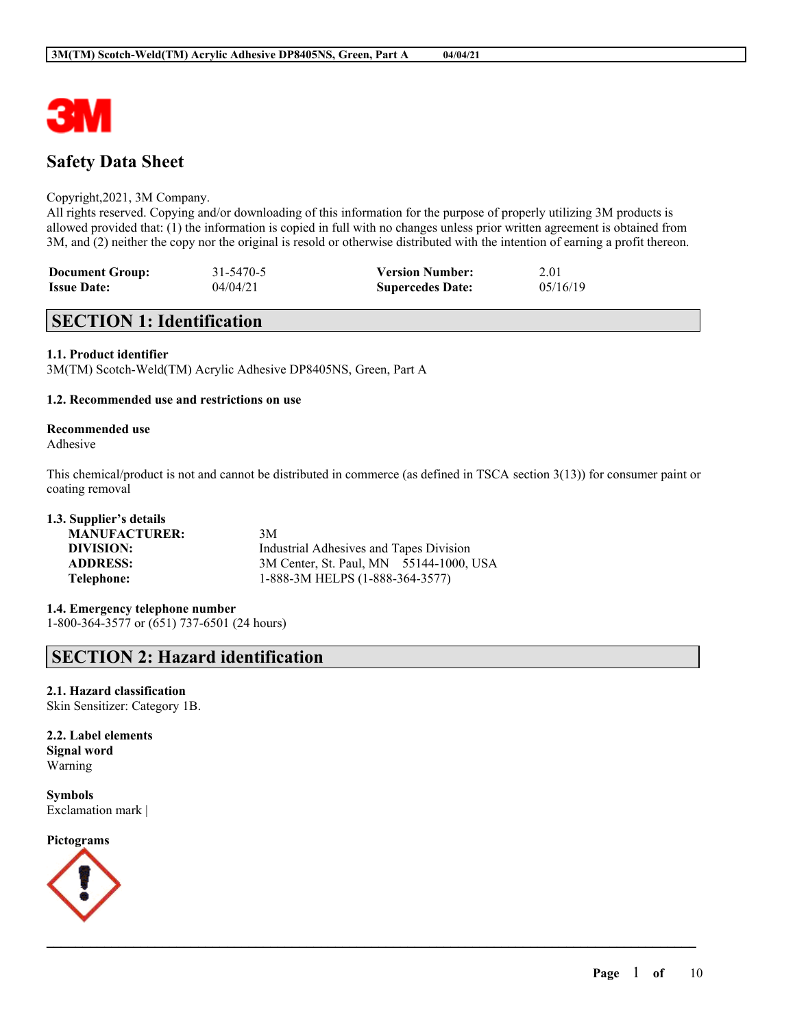Safety Data Sheet

Copyright,2021, 3M Company.
All rights reserved. Copying and/or downloading of this information for the purpose of properly utilizing 3M products is allowed provided that: (1) the information is copied in full with no changes unless prior written agreement is obtained from 3M, and (2) neither the copy nor the original is resold or otherwise distributed with the intention of earning a profit thereon.

| | | | |
|---|---|---|---|
| **Document Group:** | 31-5470-5 | **Version Number:** | 2.01 |
| **Issue Date:** | 04/04/21 | **Supercedes Date:** | 05/16/19 |

## SECTION 1: Identification

### 1.1. Product identifier

3M(TM) Scotch-Weld(TM) Acrylic Adhesive DP8405NS, Green, Part A

### 1.2. Recommended use and restrictions on use

**Recommended use**
Adhesive

This chemical/product is not and cannot be distributed in commerce (as defined in TSCA section 3(13)) for consumer paint or coating removal

### 1.3. Supplier's details

| | |
|---|---|
| **MANUFACTURER:** | 3M |
| **DIVISION:** | Industrial Adhesives and Tapes Division |
| **ADDRESS:** | 3M Center, St. Paul, MN 55144-1000, USA |
| **Telephone:** | 1-888-3M HELPS (1-888-364-3577) |

### 1.4. Emergency telephone number

1-800-364-3577 or (651) 737-6501 (24 hours)

## SECTION 2: Hazard identification

### 2.1. Hazard classification

Skin Sensitizer: Category 1B.

### 2.2. Label elements

**Signal word**
Warning

**Symbols**
Exclamation mark |

**Pictograms**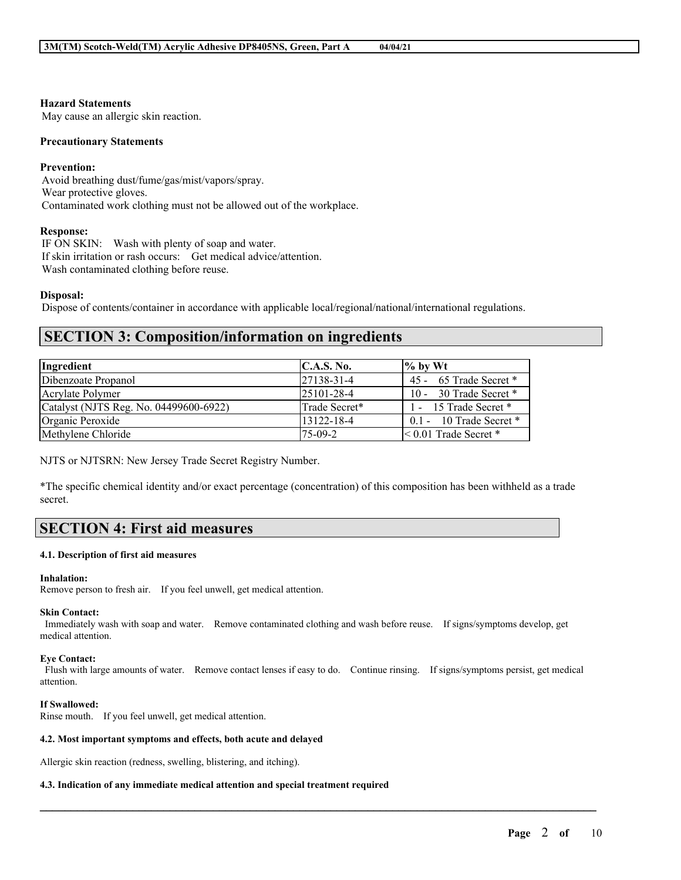**Hazard Statements**
May cause an allergic skin reaction.

**Precautionary Statements**

**Prevention:**
Avoid breathing dust/fume/gas/mist/vapors/spray.
Wear protective gloves.
Contaminated work clothing must not be allowed out of the workplace.

**Response:**
IF ON SKIN: Wash with plenty of soap and water.
If skin irritation or rash occurs: Get medical advice/attention.
Wash contaminated clothing before reuse.

**Disposal:**
Dispose of contents/container in accordance with applicable local/regional/national/international regulations.

## SECTION 3: Composition/information on ingredients

| Ingredient | C.A.S. No. | % by Wt |
|---|---|---|
| Dibenzoate Propanol | 27138-31-4 | 45 - 65 Trade Secret * |
| Acrylate Polymer | 25101-28-4 | 10 - 30 Trade Secret * |
| Catalyst (NJTS Reg. No. 04499600-6922) | Trade Secret* | 1 - 15 Trade Secret * |
| Organic Peroxide | 13122-18-4 | 0.1 - 10 Trade Secret * |
| Methylene Chloride | 75-09-2 | < 0.01 Trade Secret * |

NJTS or NJTSRN: New Jersey Trade Secret Registry Number.

*The specific chemical identity and/or exact percentage (concentration) of this composition has been withheld as a trade secret.

## SECTION 4: First aid measures

#### 4.1. Description of first aid measures

**Inhalation:**
Remove person to fresh air. If you feel unwell, get medical attention.

**Skin Contact:**
Immediately wash with soap and water. Remove contaminated clothing and wash before reuse. If signs/symptoms develop, get medical attention.

**Eye Contact:**
Flush with large amounts of water. Remove contact lenses if easy to do. Continue rinsing. If signs/symptoms persist, get medical attention.

**If Swallowed:**
Rinse mouth. If you feel unwell, get medical attention.

#### 4.2. Most important symptoms and effects, both acute and delayed

Allergic skin reaction (redness, swelling, blistering, and itching).

#### 4.3. Indication of any immediate medical attention and special treatment required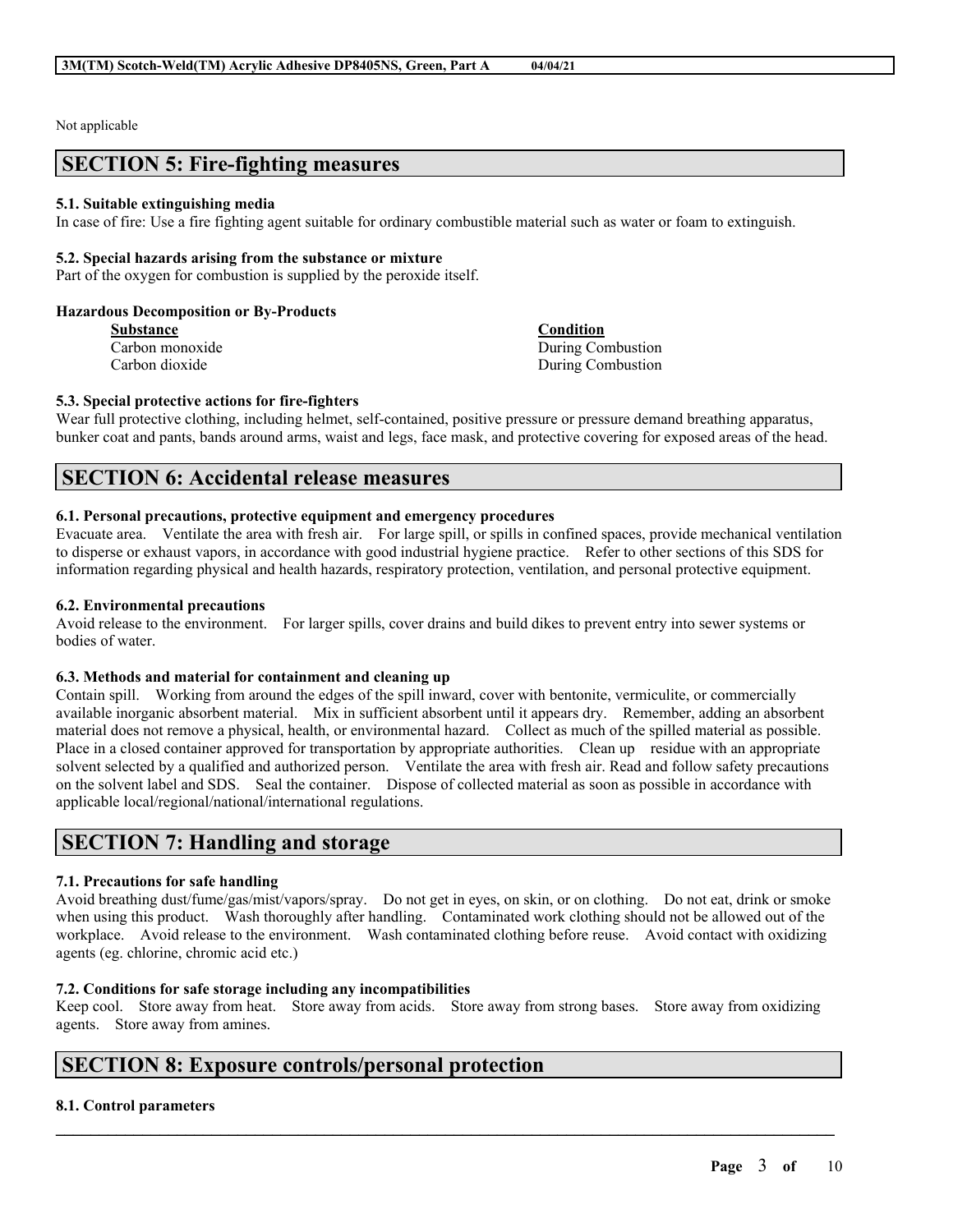Not applicable

## SECTION 5: Fire-fighting measures

### 5.1. Suitable extinguishing media

In case of fire: Use a fire fighting agent suitable for ordinary combustible material such as water or foam to extinguish.

### 5.2. Special hazards arising from the substance or mixture

Part of the oxygen for combustion is supplied by the peroxide itself.

**Hazardous Decomposition or By-Products**

| Substance | Condition |
|---|---|
| Carbon monoxide | During Combustion |
| Carbon dioxide | During Combustion |

### 5.3. Special protective actions for fire-fighters

Wear full protective clothing, including helmet, self-contained, positive pressure or pressure demand breathing apparatus, bunker coat and pants, bands around arms, waist and legs, face mask, and protective covering for exposed areas of the head.

## SECTION 6: Accidental release measures

### 6.1. Personal precautions, protective equipment and emergency procedures

Evacuate area. Ventilate the area with fresh air. For large spill, or spills in confined spaces, provide mechanical ventilation to disperse or exhaust vapors, in accordance with good industrial hygiene practice. Refer to other sections of this SDS for information regarding physical and health hazards, respiratory protection, ventilation, and personal protective equipment.

### 6.2. Environmental precautions

Avoid release to the environment. For larger spills, cover drains and build dikes to prevent entry into sewer systems or bodies of water.

### 6.3. Methods and material for containment and cleaning up

Contain spill. Working from around the edges of the spill inward, cover with bentonite, vermiculite, or commercially available inorganic absorbent material. Mix in sufficient absorbent until it appears dry. Remember, adding an absorbent material does not remove a physical, health, or environmental hazard. Collect as much of the spilled material as possible. Place in a closed container approved for transportation by appropriate authorities. Clean up residue with an appropriate solvent selected by a qualified and authorized person. Ventilate the area with fresh air. Read and follow safety precautions on the solvent label and SDS. Seal the container. Dispose of collected material as soon as possible in accordance with applicable local/regional/national/international regulations.

## SECTION 7: Handling and storage

### 7.1. Precautions for safe handling

Avoid breathing dust/fume/gas/mist/vapors/spray. Do not get in eyes, on skin, or on clothing. Do not eat, drink or smoke when using this product. Wash thoroughly after handling. Contaminated work clothing should not be allowed out of the workplace. Avoid release to the environment. Wash contaminated clothing before reuse. Avoid contact with oxidizing agents (eg. chlorine, chromic acid etc.)

### 7.2. Conditions for safe storage including any incompatibilities

Keep cool. Store away from heat. Store away from acids. Store away from strong bases. Store away from oxidizing agents. Store away from amines.

## SECTION 8: Exposure controls/personal protection

### 8.1. Control parameters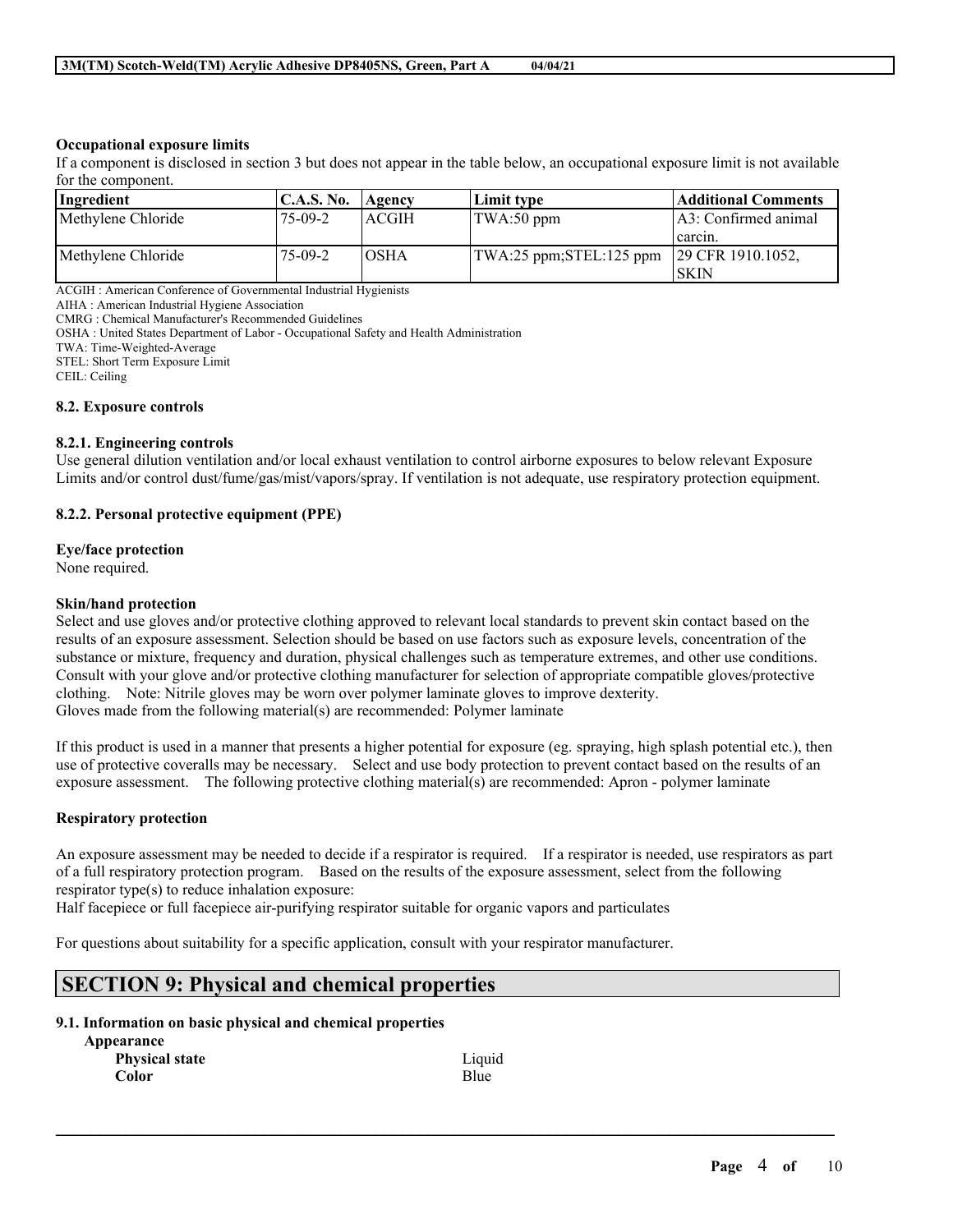**Occupational exposure limits**

If a component is disclosed in section 3 but does not appear in the table below, an occupational exposure limit is not available for the component.

| Ingredient | C.A.S. No. | Agency | Limit type | Additional Comments |
|---|---|---|---|---|
| Methylene Chloride | 75-09-2 | ACGIH | TWA:50 ppm | A3: Confirmed animal carcin. |
| Methylene Chloride | 75-09-2 | OSHA | TWA:25 ppm;STEL:125 ppm | 29 CFR 1910.1052, SKIN |

ACGIH : American Conference of Governmental Industrial Hygienists
AIHA : American Industrial Hygiene Association
CMRG : Chemical Manufacturer's Recommended Guidelines
OSHA : United States Department of Labor - Occupational Safety and Health Administration
TWA: Time-Weighted-Average
STEL: Short Term Exposure Limit
CEIL: Ceiling

### 8.2. Exposure controls

#### 8.2.1. Engineering controls

Use general dilution ventilation and/or local exhaust ventilation to control airborne exposures to below relevant Exposure Limits and/or control dust/fume/gas/mist/vapors/spray. If ventilation is not adequate, use respiratory protection equipment.

#### 8.2.2. Personal protective equipment (PPE)

**Eye/face protection**

None required.

**Skin/hand protection**

Select and use gloves and/or protective clothing approved to relevant local standards to prevent skin contact based on the results of an exposure assessment. Selection should be based on use factors such as exposure levels, concentration of the substance or mixture, frequency and duration, physical challenges such as temperature extremes, and other use conditions. Consult with your glove and/or protective clothing manufacturer for selection of appropriate compatible gloves/protective clothing. Note: Nitrile gloves may be worn over polymer laminate gloves to improve dexterity.
Gloves made from the following material(s) are recommended: Polymer laminate

If this product is used in a manner that presents a higher potential for exposure (eg. spraying, high splash potential etc.), then use of protective coveralls may be necessary. Select and use body protection to prevent contact based on the results of an exposure assessment. The following protective clothing material(s) are recommended: Apron - polymer laminate

**Respiratory protection**

An exposure assessment may be needed to decide if a respirator is required. If a respirator is needed, use respirators as part of a full respiratory protection program. Based on the results of the exposure assessment, select from the following respirator type(s) to reduce inhalation exposure:
Half facepiece or full facepiece air-purifying respirator suitable for organic vapors and particulates

For questions about suitability for a specific application, consult with your respirator manufacturer.

## SECTION 9: Physical and chemical properties

### 9.1. Information on basic physical and chemical properties

**Appearance**

| | |
|---|---|
| **Physical state** | Liquid |
| **Color** | Blue |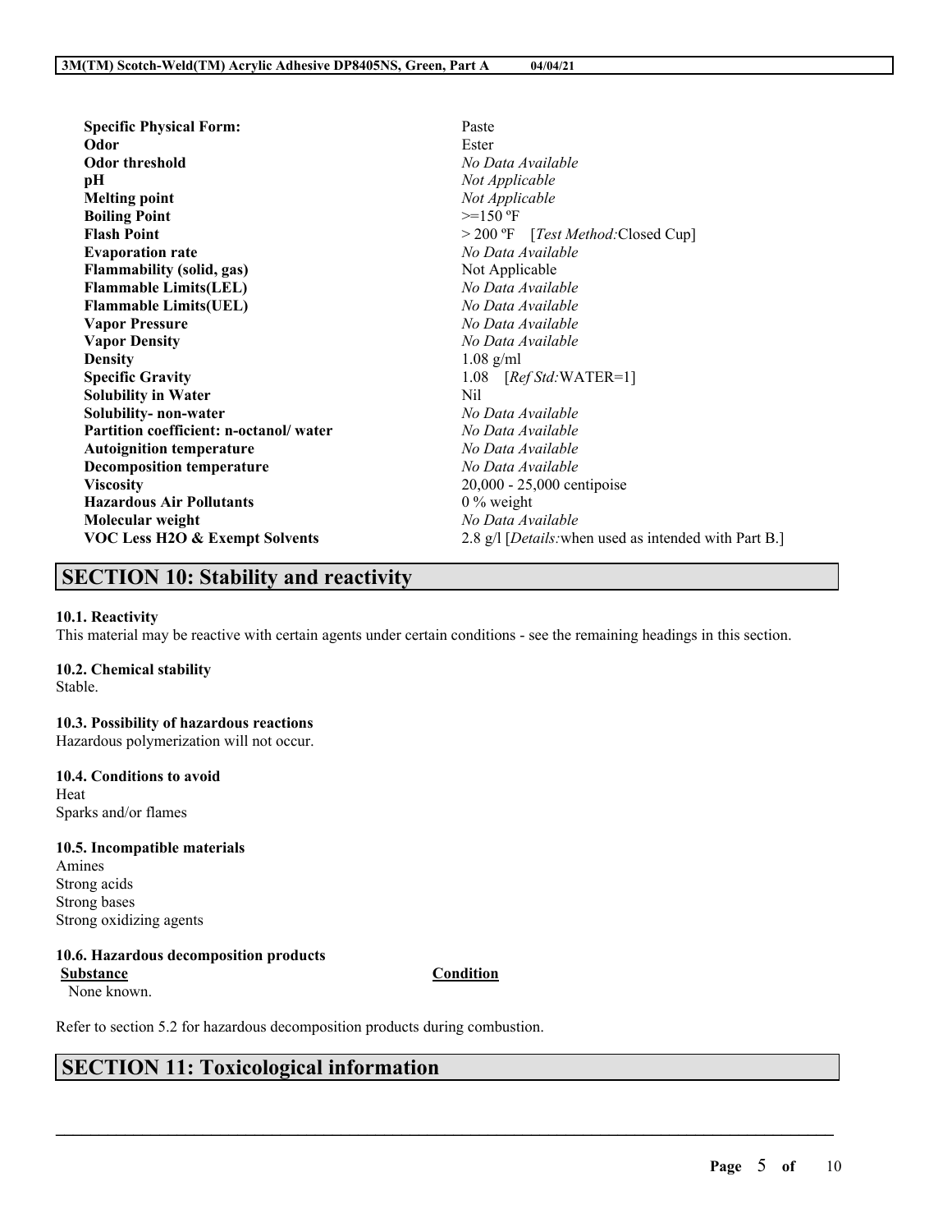| | |
|---|---|
| **Specific Physical Form:** | Paste |
| **Odor** | Ester |
| **Odor threshold** | *No Data Available* |
| **pH** | *Not Applicable* |
| **Melting point** | *Not Applicable* |
| **Boiling Point** | >=150 ºF |
| **Flash Point** | > 200 ºF [*Test Method:*Closed Cup] |
| **Evaporation rate** | *No Data Available* |
| **Flammability (solid, gas)** | Not Applicable |
| **Flammable Limits(LEL)** | *No Data Available* |
| **Flammable Limits(UEL)** | *No Data Available* |
| **Vapor Pressure** | *No Data Available* |
| **Vapor Density** | *No Data Available* |
| **Density** | 1.08 g/ml |
| **Specific Gravity** | 1.08 [*Ref Std:*WATER=1] |
| **Solubility in Water** | Nil |
| **Solubility- non-water** | *No Data Available* |
| **Partition coefficient: n-octanol/ water** | *No Data Available* |
| **Autoignition temperature** | *No Data Available* |
| **Decomposition temperature** | *No Data Available* |
| **Viscosity** | 20,000 - 25,000 centipoise |
| **Hazardous Air Pollutants** | 0 % weight |
| **Molecular weight** | *No Data Available* |
| **VOC Less H2O & Exempt Solvents** | 2.8 g/l [*Details:*when used as intended with Part B.] |

## SECTION 10: Stability and reactivity

**10.1. Reactivity**
This material may be reactive with certain agents under certain conditions - see the remaining headings in this section.

**10.2. Chemical stability**
Stable.

**10.3. Possibility of hazardous reactions**
Hazardous polymerization will not occur.

**10.4. Conditions to avoid**
Heat
Sparks and/or flames

**10.5. Incompatible materials**
Amines
Strong acids
Strong bases
Strong oxidizing agents

**10.6. Hazardous decomposition products**

| Substance | Condition |
|---|---|
| None known. | |

Refer to section 5.2 for hazardous decomposition products during combustion.

## SECTION 11: Toxicological information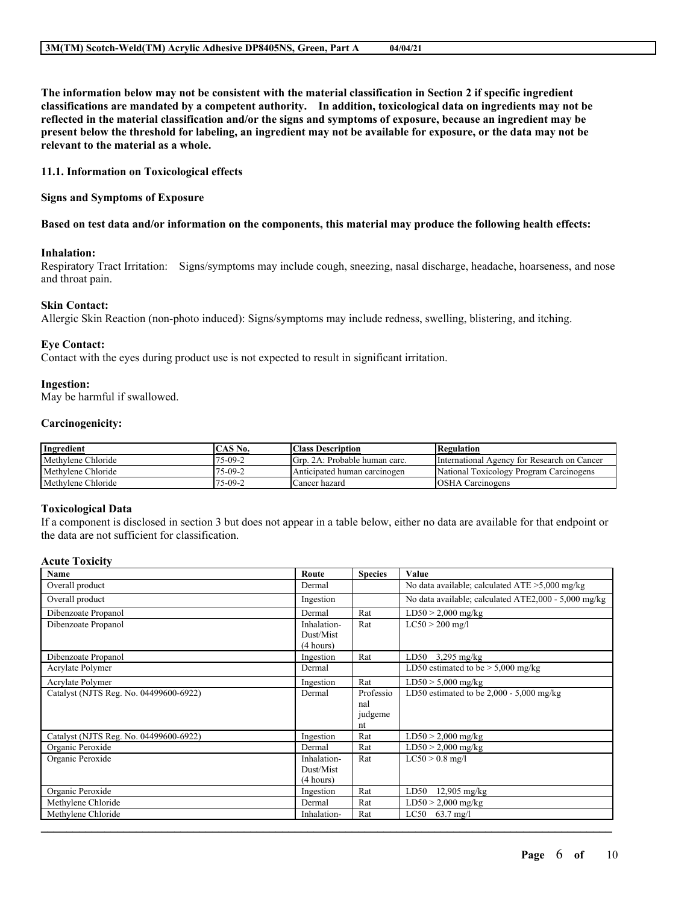**The information below may not be consistent with the material classification in Section 2 if specific ingredient classifications are mandated by a competent authority. In addition, toxicological data on ingredients may not be reflected in the material classification and/or the signs and symptoms of exposure, because an ingredient may be present below the threshold for labeling, an ingredient may not be available for exposure, or the data may not be relevant to the material as a whole.**

### 11.1. Information on Toxicological effects

**Signs and Symptoms of Exposure**

**Based on test data and/or information on the components, this material may produce the following health effects:**

**Inhalation:**
Respiratory Tract Irritation: Signs/symptoms may include cough, sneezing, nasal discharge, headache, hoarseness, and nose and throat pain.

**Skin Contact:**
Allergic Skin Reaction (non-photo induced): Signs/symptoms may include redness, swelling, blistering, and itching.

**Eye Contact:**
Contact with the eyes during product use is not expected to result in significant irritation.

**Ingestion:**
May be harmful if swallowed.

**Carcinogenicity:**

| Ingredient | CAS No. | Class Description | Regulation |
|---|---|---|---|
| Methylene Chloride | 75-09-2 | Grp. 2A: Probable human carc. | International Agency for Research on Cancer |
| Methylene Chloride | 75-09-2 | Anticipated human carcinogen | National Toxicology Program Carcinogens |
| Methylene Chloride | 75-09-2 | Cancer hazard | OSHA Carcinogens |

**Toxicological Data**
If a component is disclosed in section 3 but does not appear in a table below, either no data are available for that endpoint or the data are not sufficient for classification.

**Acute Toxicity**

| Name | Route | Species | Value |
|---|---|---|---|
| Overall product | Dermal | | No data available; calculated ATE >5,000 mg/kg |
| Overall product | Ingestion | | No data available; calculated ATE2,000 - 5,000 mg/kg |
| Dibenzoate Propanol | Dermal | Rat | LD50 > 2,000 mg/kg |
| Dibenzoate Propanol | Inhalation-Dust/Mist (4 hours) | Rat | LC50 > 200 mg/l |
| Dibenzoate Propanol | Ingestion | Rat | LD50 3,295 mg/kg |
| Acrylate Polymer | Dermal | | LD50 estimated to be > 5,000 mg/kg |
| Acrylate Polymer | Ingestion | Rat | LD50 > 5,000 mg/kg |
| Catalyst (NJTS Reg. No. 04499600-6922) | Dermal | Professional judgement | LD50 estimated to be 2,000 - 5,000 mg/kg |
| Catalyst (NJTS Reg. No. 04499600-6922) | Ingestion | Rat | LD50 > 2,000 mg/kg |
| Organic Peroxide | Dermal | Rat | LD50 > 2,000 mg/kg |
| Organic Peroxide | Inhalation-Dust/Mist (4 hours) | Rat | LC50 > 0.8 mg/l |
| Organic Peroxide | Ingestion | Rat | LD50 12,905 mg/kg |
| Methylene Chloride | Dermal | Rat | LD50 > 2,000 mg/kg |
| Methylene Chloride | Inhalation- | Rat | LC50 63.7 mg/l |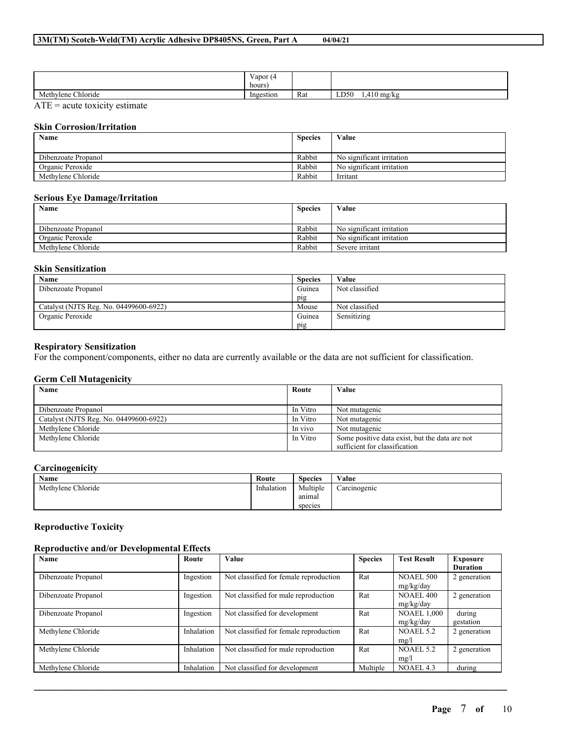| | Vapor (4 hours) | | |
|---|---|---|---|
| Methylene Chloride | Ingestion | Rat | LD50 1,410 mg/kg |

ATE = acute toxicity estimate

### Skin Corrosion/Irritation

| Name | Species | Value |
|---|---|---|
| Dibenzoate Propanol | Rabbit | No significant irritation |
| Organic Peroxide | Rabbit | No significant irritation |
| Methylene Chloride | Rabbit | Irritant |

### Serious Eye Damage/Irritation

| Name | Species | Value |
|---|---|---|
| Dibenzoate Propanol | Rabbit | No significant irritation |
| Organic Peroxide | Rabbit | No significant irritation |
| Methylene Chloride | Rabbit | Severe irritant |

### Skin Sensitization

| Name | Species | Value |
|---|---|---|
| Dibenzoate Propanol | Guinea pig | Not classified |
| Catalyst (NJTS Reg. No. 04499600-6922) | Mouse | Not classified |
| Organic Peroxide | Guinea pig | Sensitizing |

### Respiratory Sensitization

For the component/components, either no data are currently available or the data are not sufficient for classification.

### Germ Cell Mutagenicity

| Name | Route | Value |
|---|---|---|
| Dibenzoate Propanol | In Vitro | Not mutagenic |
| Catalyst (NJTS Reg. No. 04499600-6922) | In Vitro | Not mutagenic |
| Methylene Chloride | In vivo | Not mutagenic |
| Methylene Chloride | In Vitro | Some positive data exist, but the data are not sufficient for classification |

### Carcinogenicity

| Name | Route | Species | Value |
|---|---|---|---|
| Methylene Chloride | Inhalation | Multiple animal species | Carcinogenic |

### Reproductive Toxicity

### Reproductive and/or Developmental Effects

| Name | Route | Value | Species | Test Result | Exposure Duration |
|---|---|---|---|---|---|
| Dibenzoate Propanol | Ingestion | Not classified for female reproduction | Rat | NOAEL 500 mg/kg/day | 2 generation |
| Dibenzoate Propanol | Ingestion | Not classified for male reproduction | Rat | NOAEL 400 mg/kg/day | 2 generation |
| Dibenzoate Propanol | Ingestion | Not classified for development | Rat | NOAEL 1,000 mg/kg/day | during gestation |
| Methylene Chloride | Inhalation | Not classified for female reproduction | Rat | NOAEL 5.2 mg/l | 2 generation |
| Methylene Chloride | Inhalation | Not classified for male reproduction | Rat | NOAEL 5.2 mg/l | 2 generation |
| Methylene Chloride | Inhalation | Not classified for development | Multiple | NOAEL 4.3 | during |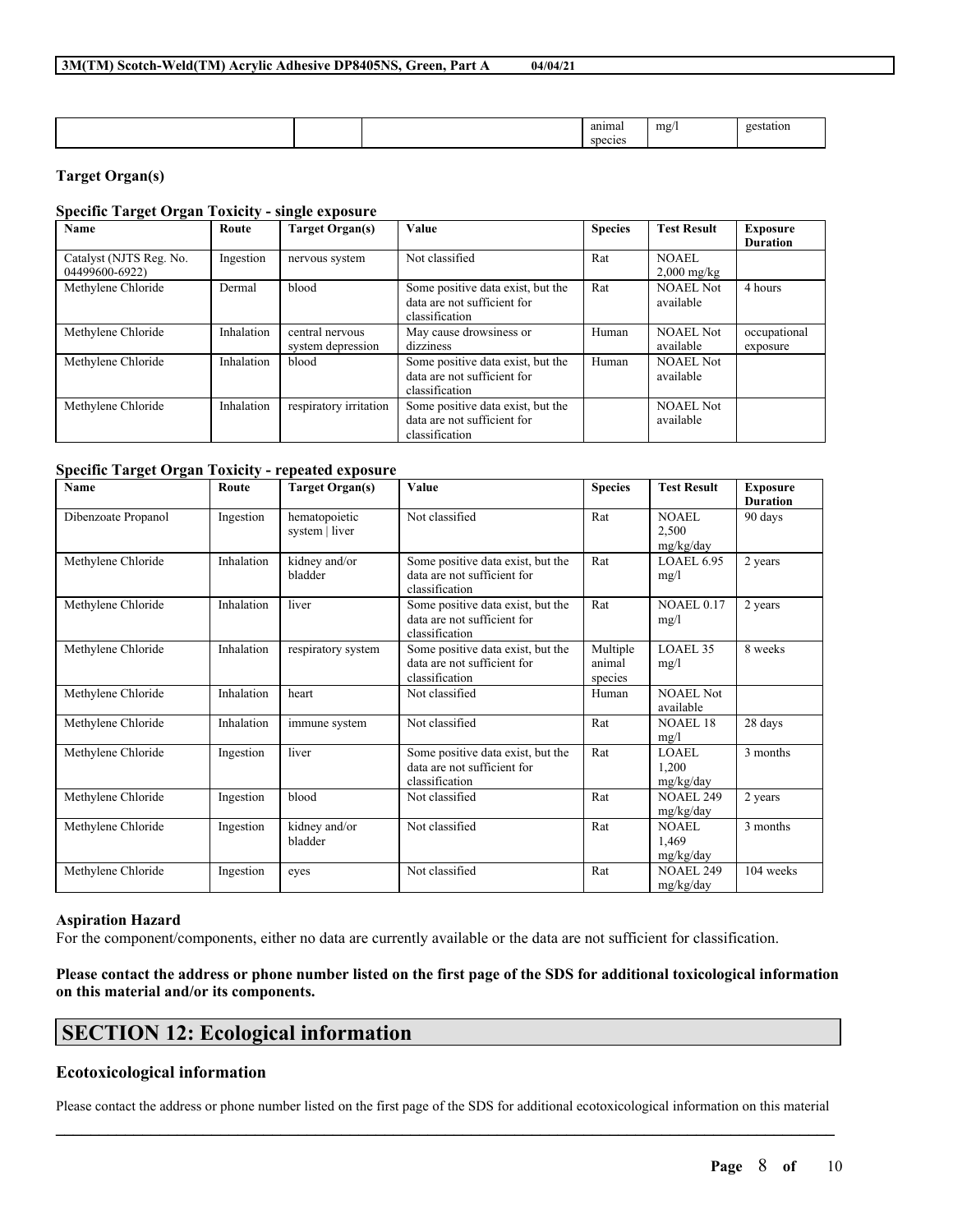|  |  |  | animal species | mg/l | gestation |
|---|---|---|---|---|---|

**Target Organ(s)**

**Specific Target Organ Toxicity - single exposure**

| Name | Route | Target Organ(s) | Value | Species | Test Result | Exposure Duration |
|---|---|---|---|---|---|---|
| Catalyst (NJTS Reg. No. 04499600-6922) | Ingestion | nervous system | Not classified | Rat | NOAEL 2,000 mg/kg |  |
| Methylene Chloride | Dermal | blood | Some positive data exist, but the data are not sufficient for classification | Rat | NOAEL Not available | 4 hours |
| Methylene Chloride | Inhalation | central nervous system depression | May cause drowsiness or dizziness | Human | NOAEL Not available | occupational exposure |
| Methylene Chloride | Inhalation | blood | Some positive data exist, but the data are not sufficient for classification | Human | NOAEL Not available |  |
| Methylene Chloride | Inhalation | respiratory irritation | Some positive data exist, but the data are not sufficient for classification |  | NOAEL Not available |  |

**Specific Target Organ Toxicity - repeated exposure**

| Name | Route | Target Organ(s) | Value | Species | Test Result | Exposure Duration |
|---|---|---|---|---|---|---|
| Dibenzoate Propanol | Ingestion | hematopoietic system \| liver | Not classified | Rat | NOAEL 2,500 mg/kg/day | 90 days |
| Methylene Chloride | Inhalation | kidney and/or bladder | Some positive data exist, but the data are not sufficient for classification | Rat | LOAEL 6.95 mg/l | 2 years |
| Methylene Chloride | Inhalation | liver | Some positive data exist, but the data are not sufficient for classification | Rat | NOAEL 0.17 mg/l | 2 years |
| Methylene Chloride | Inhalation | respiratory system | Some positive data exist, but the data are not sufficient for classification | Multiple animal species | LOAEL 35 mg/l | 8 weeks |
| Methylene Chloride | Inhalation | heart | Not classified | Human | NOAEL Not available |  |
| Methylene Chloride | Inhalation | immune system | Not classified | Rat | NOAEL 18 mg/l | 28 days |
| Methylene Chloride | Ingestion | liver | Some positive data exist, but the data are not sufficient for classification | Rat | LOAEL 1,200 mg/kg/day | 3 months |
| Methylene Chloride | Ingestion | blood | Not classified | Rat | NOAEL 249 mg/kg/day | 2 years |
| Methylene Chloride | Ingestion | kidney and/or bladder | Not classified | Rat | NOAEL 1,469 mg/kg/day | 3 months |
| Methylene Chloride | Ingestion | eyes | Not classified | Rat | NOAEL 249 mg/kg/day | 104 weeks |

**Aspiration Hazard**

For the component/components, either no data are currently available or the data are not sufficient for classification.

**Please contact the address or phone number listed on the first page of the SDS for additional toxicological information on this material and/or its components.**

# SECTION 12: Ecological information

## Ecotoxicological information

Please contact the address or phone number listed on the first page of the SDS for additional ecotoxicological information on this material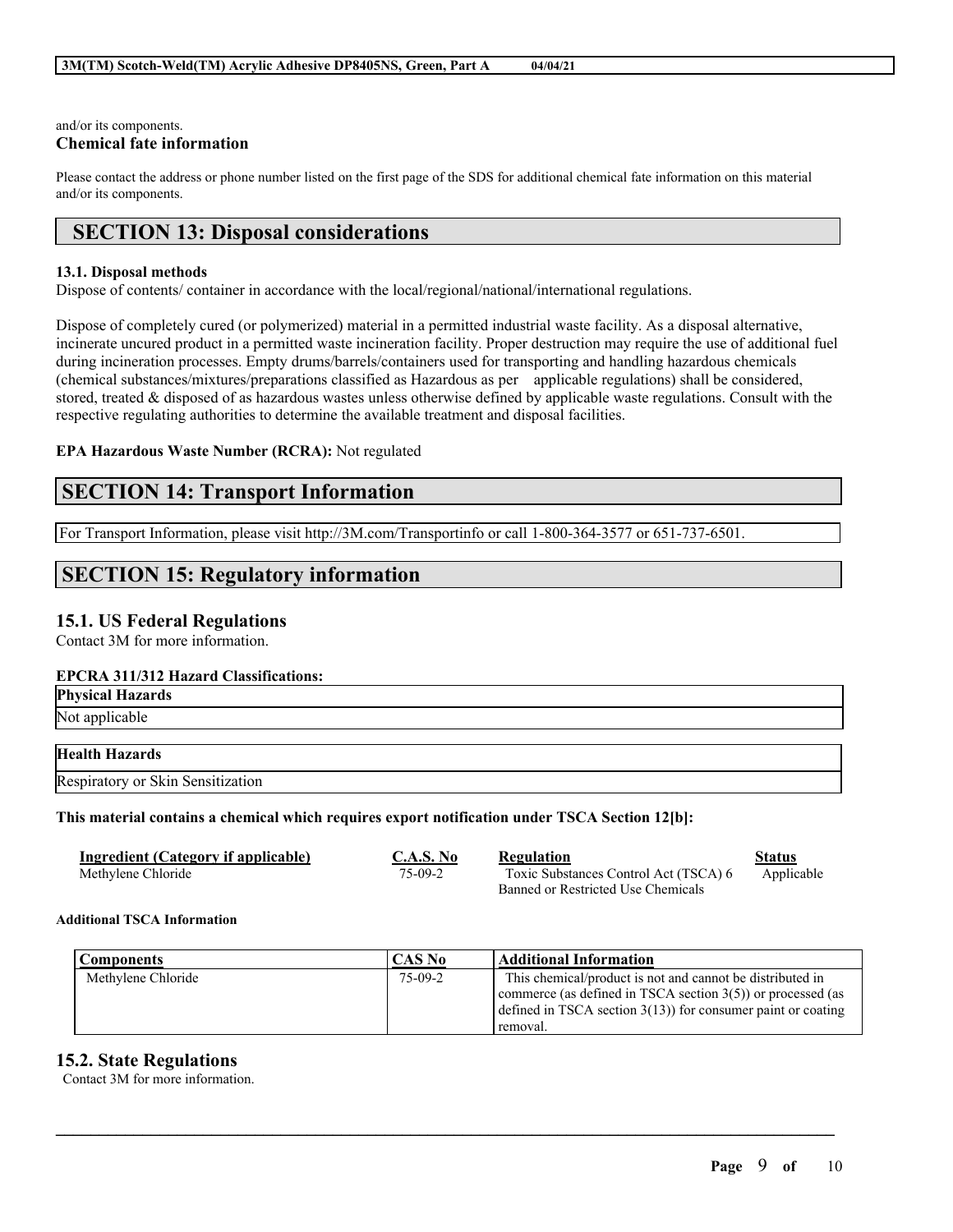and/or its components.

**Chemical fate information**

Please contact the address or phone number listed on the first page of the SDS for additional chemical fate information on this material and/or its components.

## SECTION 13: Disposal considerations

**13.1. Disposal methods**

Dispose of contents/ container in accordance with the local/regional/national/international regulations.

Dispose of completely cured (or polymerized) material in a permitted industrial waste facility. As a disposal alternative, incinerate uncured product in a permitted waste incineration facility. Proper destruction may require the use of additional fuel during incineration processes. Empty drums/barrels/containers used for transporting and handling hazardous chemicals (chemical substances/mixtures/preparations classified as Hazardous as per applicable regulations) shall be considered, stored, treated & disposed of as hazardous wastes unless otherwise defined by applicable waste regulations. Consult with the respective regulating authorities to determine the available treatment and disposal facilities.

**EPA Hazardous Waste Number (RCRA):** Not regulated

## SECTION 14: Transport Information

For Transport Information, please visit http://3M.com/Transportinfo or call 1-800-364-3577 or 651-737-6501.

## SECTION 15: Regulatory information

### 15.1. US Federal Regulations

Contact 3M for more information.

**EPCRA 311/312 Hazard Classifications:**

| Physical Hazards |
|---|
| Not applicable |

| Health Hazards |
|---|
| Respiratory or Skin Sensitization |

**This material contains a chemical which requires export notification under TSCA Section 12[b]:**

| Ingredient (Category if applicable) | C.A.S. No | Regulation | Status |
|---|---|---|---|
| Methylene Chloride | 75-09-2 | Toxic Substances Control Act (TSCA) 6 Banned or Restricted Use Chemicals | Applicable |

**Additional TSCA Information**

| Components | CAS No | Additional Information |
|---|---|---|
| Methylene Chloride | 75-09-2 | This chemical/product is not and cannot be distributed in commerce (as defined in TSCA section 3(5)) or processed (as defined in TSCA section 3(13)) for consumer paint or coating removal. |

### 15.2. State Regulations

Contact 3M for more information.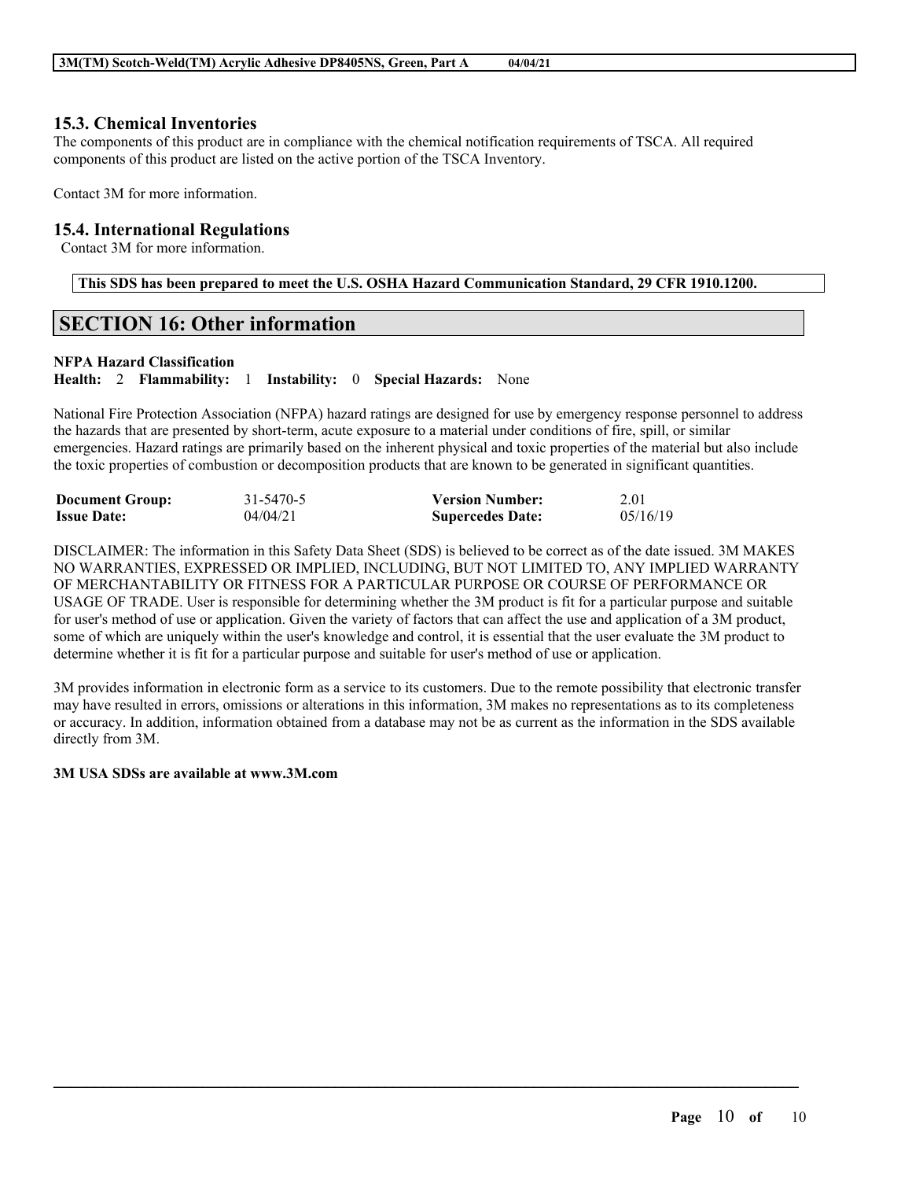### 15.3. Chemical Inventories

The components of this product are in compliance with the chemical notification requirements of TSCA. All required components of this product are listed on the active portion of the TSCA Inventory.

Contact 3M for more information.

### 15.4. International Regulations

Contact 3M for more information.

**This SDS has been prepared to meet the U.S. OSHA Hazard Communication Standard, 29 CFR 1910.1200.**

## SECTION 16: Other information

**NFPA Hazard Classification**
**Health:** 2 **Flammability:** 1 **Instability:** 0 **Special Hazards:** None

National Fire Protection Association (NFPA) hazard ratings are designed for use by emergency response personnel to address the hazards that are presented by short-term, acute exposure to a material under conditions of fire, spill, or similar emergencies. Hazard ratings are primarily based on the inherent physical and toxic properties of the material but also include the toxic properties of combustion or decomposition products that are known to be generated in significant quantities.

| | | | |
|---|---|---|---|
| **Document Group:** | 31-5470-5 | **Version Number:** | 2.01 |
| **Issue Date:** | 04/04/21 | **Supercedes Date:** | 05/16/19 |

DISCLAIMER: The information in this Safety Data Sheet (SDS) is believed to be correct as of the date issued. 3M MAKES NO WARRANTIES, EXPRESSED OR IMPLIED, INCLUDING, BUT NOT LIMITED TO, ANY IMPLIED WARRANTY OF MERCHANTABILITY OR FITNESS FOR A PARTICULAR PURPOSE OR COURSE OF PERFORMANCE OR USAGE OF TRADE. User is responsible for determining whether the 3M product is fit for a particular purpose and suitable for user's method of use or application. Given the variety of factors that can affect the use and application of a 3M product, some of which are uniquely within the user's knowledge and control, it is essential that the user evaluate the 3M product to determine whether it is fit for a particular purpose and suitable for user's method of use or application.

3M provides information in electronic form as a service to its customers. Due to the remote possibility that electronic transfer may have resulted in errors, omissions or alterations in this information, 3M makes no representations as to its completeness or accuracy. In addition, information obtained from a database may not be as current as the information in the SDS available directly from 3M.

**3M USA SDSs are available at www.3M.com**